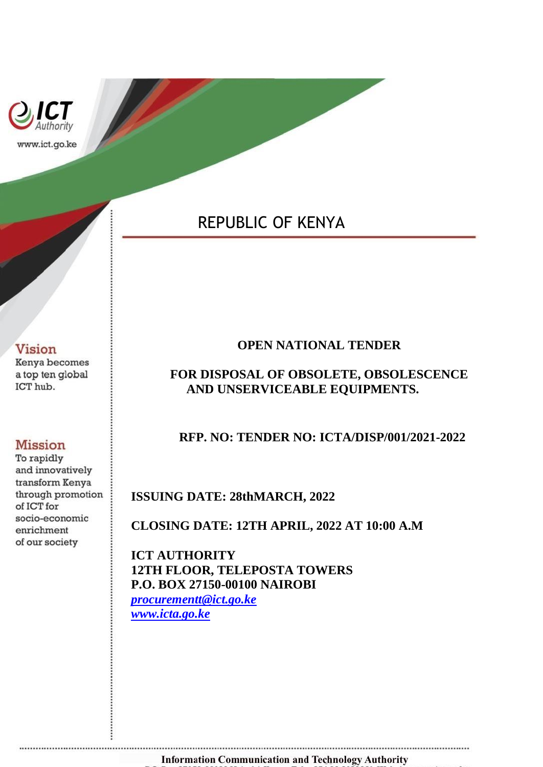ICT Authority

www.ict.go.ke

**Vision**

Kenya becomes a top ten global ICT hub.

**Mission**

To rapidly and innovatively transform Kenya through promotion of ICT for socio-economic enrichment of our society

# REPUBLIC OF KENYA

**OPEN NATIONAL TENDER**

**FOR DISPOSAL OF OBSOLETE, OBSOLESCENCE AND UNSERVICEABLE EQUIPMENTS.**

**RFP. NO: TENDER NO: ICTA/DISP/001/2021-2022**

**ISSUING DATE: 28thMARCH, 2022**

**CLOSING DATE: 12TH APRIL, 2022 AT 10:00 A.M**

**ICT AUTHORITY**
**12TH FLOOR, TELEPOSTA TOWERS**
**P.O. BOX 27150-00100 NAIROBI**
***procurementt@ict.go.ke***
***www.icta.go.ke***

**Information Communication and Technology Authority**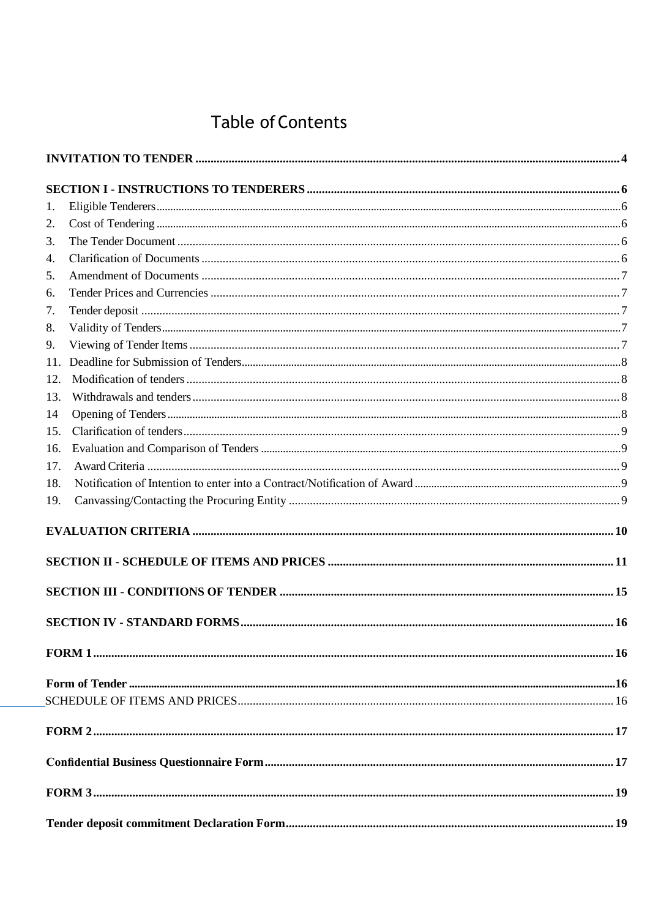# Table of Contents

**INVITATION TO TENDER** .......... **4**

**SECTION I - INSTRUCTIONS TO TENDERERS** .......... **6**

1. Eligible Tenderers .......... 6
2. Cost of Tendering .......... 6
3. The Tender Document .......... 6
4. Clarification of Documents .......... 6
5. Amendment of Documents .......... 7
6. Tender Prices and Currencies .......... 7
7. Tender deposit .......... 7
8. Validity of Tenders .......... 7
9. Viewing of Tender Items .......... 7
11. Deadline for Submission of Tenders .......... 8
12. Modification of tenders .......... 8
13. Withdrawals and tenders .......... 8
14. Opening of Tenders .......... 8
15. Clarification of tenders .......... 9
16. Evaluation and Comparison of Tenders .......... 9
17. Award Criteria .......... 9
18. Notification of Intention to enter into a Contract/Notification of Award .......... 9
19. Canvassing/Contacting the Procuring Entity .......... 9

**EVALUATION CRITERIA** .......... **10**

**SECTION II - SCHEDULE OF ITEMS AND PRICES** .......... **11**

**SECTION III - CONDITIONS OF TENDER** .......... **15**

**SECTION IV - STANDARD FORMS** .......... **16**

**FORM 1** .......... **16**

**Form of Tender** .......... **16**

SCHEDULE OF ITEMS AND PRICES .......... 16

**FORM 2** .......... **17**

**Confidential Business Questionnaire Form** .......... **17**

**FORM 3** .......... **19**

**Tender deposit commitment Declaration Form** .......... **19**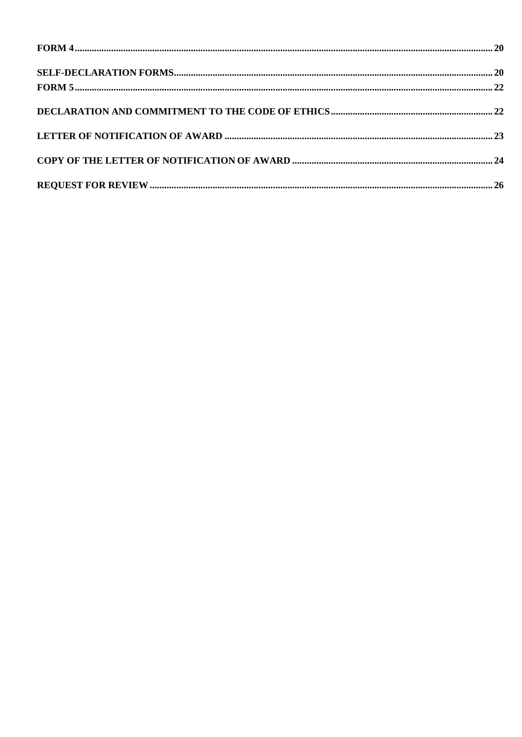**FORM 4** ........................................................................................................................................................................ 20

**SELF-DECLARATION FORMS** ................................................................................................................................ 20

**FORM 5** ........................................................................................................................................................................ 22

**DECLARATION AND COMMITMENT TO THE CODE OF ETHICS** ................................................................ 22

**LETTER OF NOTIFICATION OF AWARD** .............................................................................................................. 23

**COPY OF THE LETTER OF NOTIFICATION OF AWARD** ................................................................................. 24

**REQUEST FOR REVIEW** ........................................................................................................................................... 26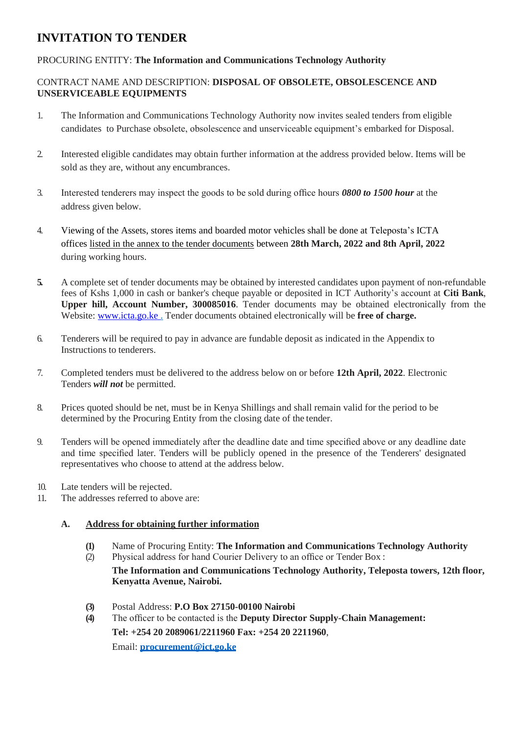# INVITATION TO TENDER

PROCURING ENTITY: **The Information and Communications Technology Authority**

CONTRACT NAME AND DESCRIPTION: **DISPOSAL OF OBSOLETE, OBSOLESCENCE AND UNSERVICEABLE EQUIPMENTS**

1. The Information and Communications Technology Authority now invites sealed tenders from eligible candidates to Purchase obsolete, obsolescence and unserviceable equipment's embarked for Disposal.

2. Interested eligible candidates may obtain further information at the address provided below. Items will be sold as they are, without any encumbrances.

3. Interested tenderers may inspect the goods to be sold during office hours ***0800 to 1500 hour*** at the address given below.

4. Viewing of the Assets, stores items and boarded motor vehicles shall be done at Teleposta's ICTA offices listed in the annex to the tender documents between **28th March, 2022 and 8th April, 2022** during working hours.

5. A complete set of tender documents may be obtained by interested candidates upon payment of non-refundable fees of Kshs 1,000 in cash or banker's cheque payable or deposited in ICT Authority's account at **Citi Bank**, **Upper hill, Account Number, 300085016**. Tender documents may be obtained electronically from the Website: [www.icta.go.ke](www.icta.go.ke) . Tender documents obtained electronically will be **free of charge.**

6. Tenderers will be required to pay in advance are fundable deposit as indicated in the Appendix to Instructions to tenderers.

7. Completed tenders must be delivered to the address below on or before **12th April, 2022**. Electronic Tenders ***will not*** be permitted.

8. Prices quoted should be net, must be in Kenya Shillings and shall remain valid for the period to be determined by the Procuring Entity from the closing date of the tender.

9. Tenders will be opened immediately after the deadline date and time specified above or any deadline date and time specified later. Tenders will be publicly opened in the presence of the Tenderers' designated representatives who choose to attend at the address below.

10. Late tenders will be rejected.
11. The addresses referred to above are:

   **A. Address for obtaining further information**

   (1) Name of Procuring Entity: **The Information and Communications Technology Authority**
   (2) Physical address for hand Courier Delivery to an office or Tender Box :
   **The Information and Communications Technology Authority, Teleposta towers, 12th floor, Kenyatta Avenue, Nairobi.**

   (3) Postal Address: **P.O Box 27150-00100 Nairobi**
   (4) The officer to be contacted is the **Deputy Director Supply-Chain Management:**
   **Tel: +254 20 2089061/2211960 Fax: +254 20 2211960**,
   Email: **procurement@ict.go.ke**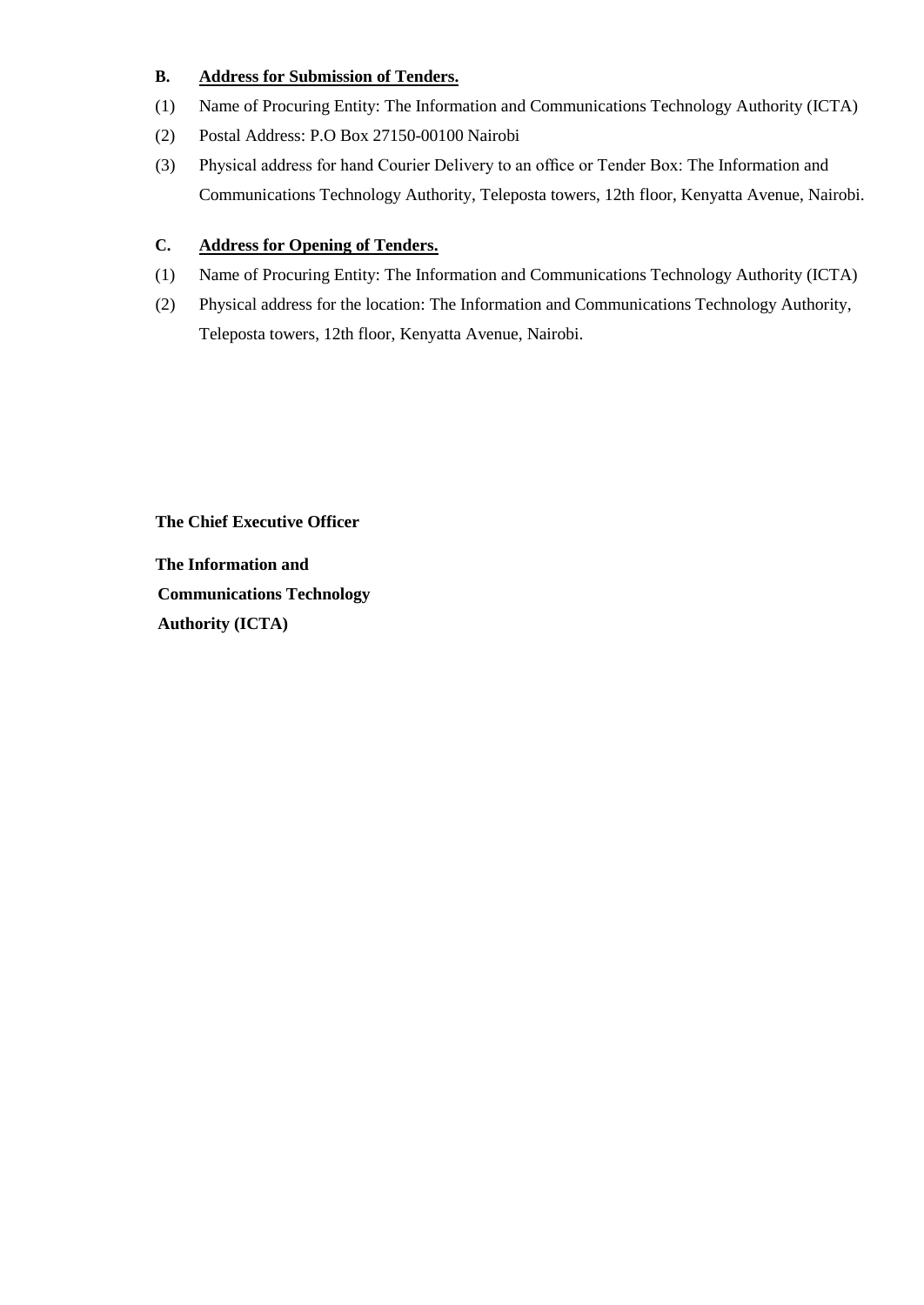**B. <u>Address for Submission of Tenders.</u>**

(1) Name of Procuring Entity: The Information and Communications Technology Authority (ICTA)

(2) Postal Address: P.O Box 27150-00100 Nairobi

(3) Physical address for hand Courier Delivery to an office or Tender Box: The Information and Communications Technology Authority, Teleposta towers, 12th floor, Kenyatta Avenue, Nairobi.

**C. <u>Address for Opening of Tenders.</u>**

(1) Name of Procuring Entity: The Information and Communications Technology Authority (ICTA)

(2) Physical address for the location: The Information and Communications Technology Authority, Teleposta towers, 12th floor, Kenyatta Avenue, Nairobi.

**The Chief Executive Officer**

**The Information and**
**Communications Technology**
**Authority (ICTA)**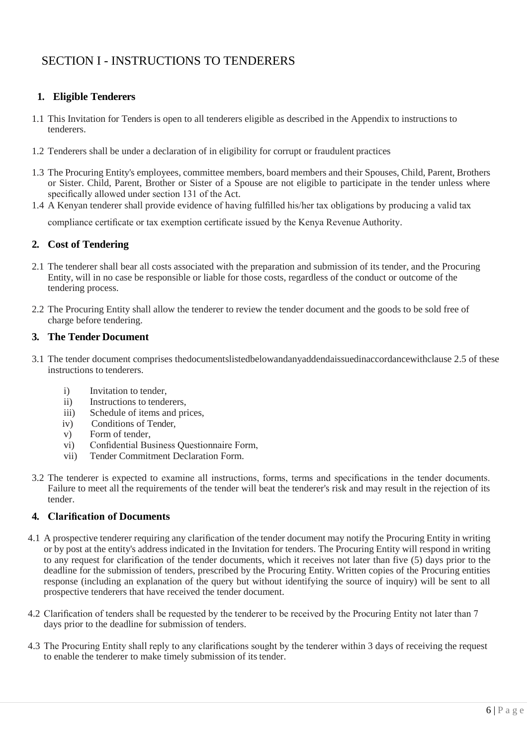# SECTION I - INSTRUCTIONS TO TENDERERS

## 1. Eligible Tenderers

1.1 This Invitation for Tenders is open to all tenderers eligible as described in the Appendix to instructions to tenderers.

1.2 Tenderers shall be under a declaration of in eligibility for corrupt or fraudulent practices

1.3 The Procuring Entity's employees, committee members, board members and their Spouses, Child, Parent, Brothers or Sister. Child, Parent, Brother or Sister of a Spouse are not eligible to participate in the tender unless where specifically allowed under section 131 of the Act.

1.4 A Kenyan tenderer shall provide evidence of having fulfilled his/her tax obligations by producing a valid tax compliance certificate or tax exemption certificate issued by the Kenya Revenue Authority.

## 2. Cost of Tendering

2.1 The tenderer shall bear all costs associated with the preparation and submission of its tender, and the Procuring Entity, will in no case be responsible or liable for those costs, regardless of the conduct or outcome of the tendering process.

2.2 The Procuring Entity shall allow the tenderer to review the tender document and the goods to be sold free of charge before tendering.

## 3. The Tender Document

3.1 The tender document comprises thedocumentslistedbelowandanyaddendaissuedinaccordancewithclause 2.5 of these instructions to tenderers.

- i) Invitation to tender,
- ii) Instructions to tenderers,
- iii) Schedule of items and prices,
- iv) Conditions of Tender,
- v) Form of tender,
- vi) Confidential Business Questionnaire Form,
- vii) Tender Commitment Declaration Form.

3.2 The tenderer is expected to examine all instructions, forms, terms and specifications in the tender documents. Failure to meet all the requirements of the tender will beat the tenderer's risk and may result in the rejection of its tender.

## 4. Clarification of Documents

4.1 A prospective tenderer requiring any clarification of the tender document may notify the Procuring Entity in writing or by post at the entity's address indicated in the Invitation for tenders. The Procuring Entity will respond in writing to any request for clarification of the tender documents, which it receives not later than five (5) days prior to the deadline for the submission of tenders, prescribed by the Procuring Entity. Written copies of the Procuring entities response (including an explanation of the query but without identifying the source of inquiry) will be sent to all prospective tenderers that have received the tender document.

4.2 Clarification of tenders shall be requested by the tenderer to be received by the Procuring Entity not later than 7 days prior to the deadline for submission of tenders.

4.3 The Procuring Entity shall reply to any clarifications sought by the tenderer within 3 days of receiving the request to enable the tenderer to make timely submission of its tender.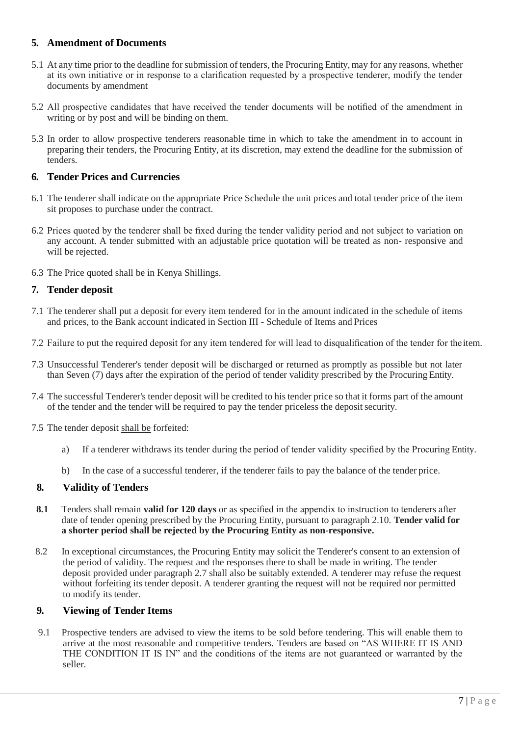## 5. Amendment of Documents

5.1 At any time prior to the deadline for submission of tenders, the Procuring Entity, may for any reasons, whether at its own initiative or in response to a clarification requested by a prospective tenderer, modify the tender documents by amendment

5.2 All prospective candidates that have received the tender documents will be notified of the amendment in writing or by post and will be binding on them.

5.3 In order to allow prospective tenderers reasonable time in which to take the amendment in to account in preparing their tenders, the Procuring Entity, at its discretion, may extend the deadline for the submission of tenders.

## 6. Tender Prices and Currencies

6.1 The tenderer shall indicate on the appropriate Price Schedule the unit prices and total tender price of the item sit proposes to purchase under the contract.

6.2 Prices quoted by the tenderer shall be fixed during the tender validity period and not subject to variation on any account. A tender submitted with an adjustable price quotation will be treated as non- responsive and will be rejected.

6.3 The Price quoted shall be in Kenya Shillings.

## 7. Tender deposit

7.1 The tenderer shall put a deposit for every item tendered for in the amount indicated in the schedule of items and prices, to the Bank account indicated in Section III - Schedule of Items and Prices

7.2 Failure to put the required deposit for any item tendered for will lead to disqualification of the tender for the item.

7.3 Unsuccessful Tenderer's tender deposit will be discharged or returned as promptly as possible but not later than Seven (7) days after the expiration of the period of tender validity prescribed by the Procuring Entity.

7.4 The successful Tenderer's tender deposit will be credited to his tender price so that it forms part of the amount of the tender and the tender will be required to pay the tender priceless the deposit security.

7.5 The tender deposit shall be forfeited:

a) If a tenderer withdraws its tender during the period of tender validity specified by the Procuring Entity.

b) In the case of a successful tenderer, if the tenderer fails to pay the balance of the tender price.

## 8. Validity of Tenders

**8.1** Tenders shall remain **valid for 120 days** or as specified in the appendix to instruction to tenderers after date of tender opening prescribed by the Procuring Entity, pursuant to paragraph 2.10. **Tender valid for a shorter period shall be rejected by the Procuring Entity as non-responsive.**

8.2 In exceptional circumstances, the Procuring Entity may solicit the Tenderer's consent to an extension of the period of validity. The request and the responses there to shall be made in writing. The tender deposit provided under paragraph 2.7 shall also be suitably extended. A tenderer may refuse the request without forfeiting its tender deposit. A tenderer granting the request will not be required nor permitted to modify its tender.

## 9. Viewing of Tender Items

9.1 Prospective tenders are advised to view the items to be sold before tendering. This will enable them to arrive at the most reasonable and competitive tenders. Tenders are based on "AS WHERE IT IS AND THE CONDITION IT IS IN" and the conditions of the items are not guaranteed or warranted by the seller.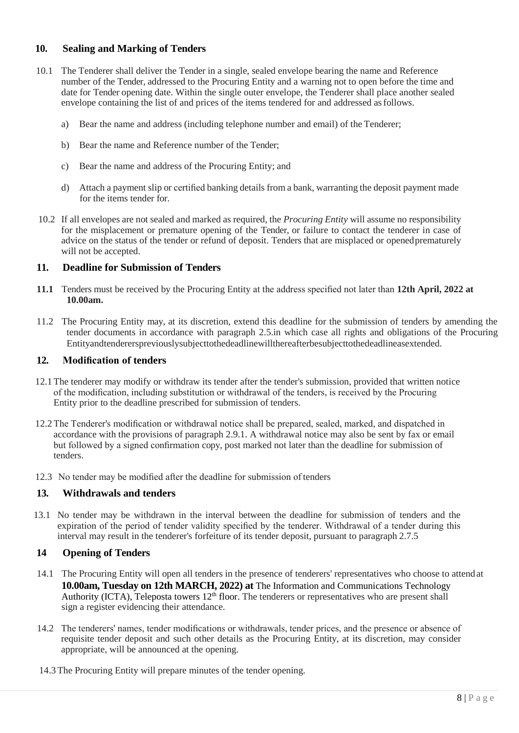## 10. Sealing and Marking of Tenders

10.1 The Tenderer shall deliver the Tender in a single, sealed envelope bearing the name and Reference number of the Tender, addressed to the Procuring Entity and a warning not to open before the time and date for Tender opening date. Within the single outer envelope, the Tenderer shall place another sealed envelope containing the list of and prices of the items tendered for and addressed as follows.

a) Bear the name and address (including telephone number and email) of the Tenderer;

b) Bear the name and Reference number of the Tender;

c) Bear the name and address of the Procuring Entity; and

d) Attach a payment slip or certified banking details from a bank, warranting the deposit payment made for the items tender for.

10.2 If all envelopes are not sealed and marked as required, the *Procuring Entity* will assume no responsibility for the misplacement or premature opening of the Tender, or failure to contact the tenderer in case of advice on the status of the tender or refund of deposit. Tenders that are misplaced or opened prematurely will not be accepted.

## 11. Deadline for Submission of Tenders

**11.1** Tenders must be received by the Procuring Entity at the address specified not later than **12th April, 2022 at 10.00am.**

11.2 The Procuring Entity may, at its discretion, extend this deadline for the submission of tenders by amending the tender documents in accordance with paragraph 2.5.in which case all rights and obligations of the Procuring Entityandtendererspreviouslysubjecttothedeadlinewillthereafterbesubjecttothedeadlineasextended.

## 12. Modification of tenders

12.1 The tenderer may modify or withdraw its tender after the tender's submission, provided that written notice of the modification, including substitution or withdrawal of the tenders, is received by the Procuring Entity prior to the deadline prescribed for submission of tenders.

12.2 The Tenderer's modification or withdrawal notice shall be prepared, sealed, marked, and dispatched in accordance with the provisions of paragraph 2.9.1. A withdrawal notice may also be sent by fax or email but followed by a signed confirmation copy, post marked not later than the deadline for submission of tenders.

12.3 No tender may be modified after the deadline for submission of tenders

## 13. Withdrawals and tenders

13.1 No tender may be withdrawn in the interval between the deadline for submission of tenders and the expiration of the period of tender validity specified by the tenderer. Withdrawal of a tender during this interval may result in the tenderer's forfeiture of its tender deposit, pursuant to paragraph 2.7.5

## 14 Opening of Tenders

14.1 The Procuring Entity will open all tenders in the presence of tenderers' representatives who choose to attend at **10.00am, Tuesday on 12th MARCH, 2022) at** The Information and Communications Technology Authority (ICTA), Teleposta towers 12th floor. The tenderers or representatives who are present shall sign a register evidencing their attendance.

14.2 The tenderers' names, tender modifications or withdrawals, tender prices, and the presence or absence of requisite tender deposit and such other details as the Procuring Entity, at its discretion, may consider appropriate, will be announced at the opening.

14.3 The Procuring Entity will prepare minutes of the tender opening.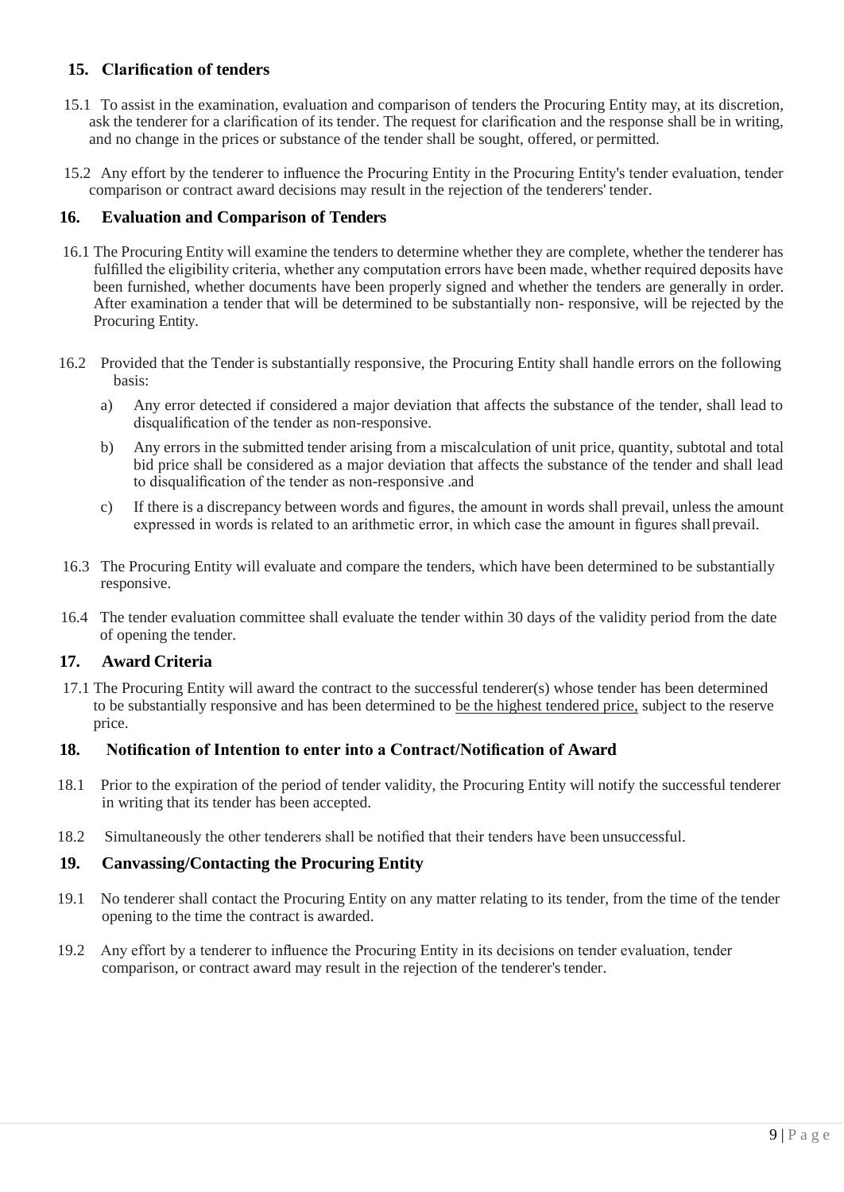## 15. Clarification of tenders

15.1 To assist in the examination, evaluation and comparison of tenders the Procuring Entity may, at its discretion, ask the tenderer for a clarification of its tender. The request for clarification and the response shall be in writing, and no change in the prices or substance of the tender shall be sought, offered, or permitted.

15.2 Any effort by the tenderer to influence the Procuring Entity in the Procuring Entity's tender evaluation, tender comparison or contract award decisions may result in the rejection of the tenderers' tender.

## 16. Evaluation and Comparison of Tenders

16.1 The Procuring Entity will examine the tenders to determine whether they are complete, whether the tenderer has fulfilled the eligibility criteria, whether any computation errors have been made, whether required deposits have been furnished, whether documents have been properly signed and whether the tenders are generally in order. After examination a tender that will be determined to be substantially non- responsive, will be rejected by the Procuring Entity.

16.2 Provided that the Tender is substantially responsive, the Procuring Entity shall handle errors on the following basis:

a) Any error detected if considered a major deviation that affects the substance of the tender, shall lead to disqualification of the tender as non-responsive.

b) Any errors in the submitted tender arising from a miscalculation of unit price, quantity, subtotal and total bid price shall be considered as a major deviation that affects the substance of the tender and shall lead to disqualification of the tender as non-responsive .and

c) If there is a discrepancy between words and figures, the amount in words shall prevail, unless the amount expressed in words is related to an arithmetic error, in which case the amount in figures shall prevail.

16.3 The Procuring Entity will evaluate and compare the tenders, which have been determined to be substantially responsive.

16.4 The tender evaluation committee shall evaluate the tender within 30 days of the validity period from the date of opening the tender.

## 17. Award Criteria

17.1 The Procuring Entity will award the contract to the successful tenderer(s) whose tender has been determined to be substantially responsive and has been determined to <u>be the highest tendered price,</u> subject to the reserve price.

## 18. Notification of Intention to enter into a Contract/Notification of Award

18.1 Prior to the expiration of the period of tender validity, the Procuring Entity will notify the successful tenderer in writing that its tender has been accepted.

18.2 Simultaneously the other tenderers shall be notified that their tenders have been unsuccessful.

## 19. Canvassing/Contacting the Procuring Entity

19.1 No tenderer shall contact the Procuring Entity on any matter relating to its tender, from the time of the tender opening to the time the contract is awarded.

19.2 Any effort by a tenderer to influence the Procuring Entity in its decisions on tender evaluation, tender comparison, or contract award may result in the rejection of the tenderer's tender.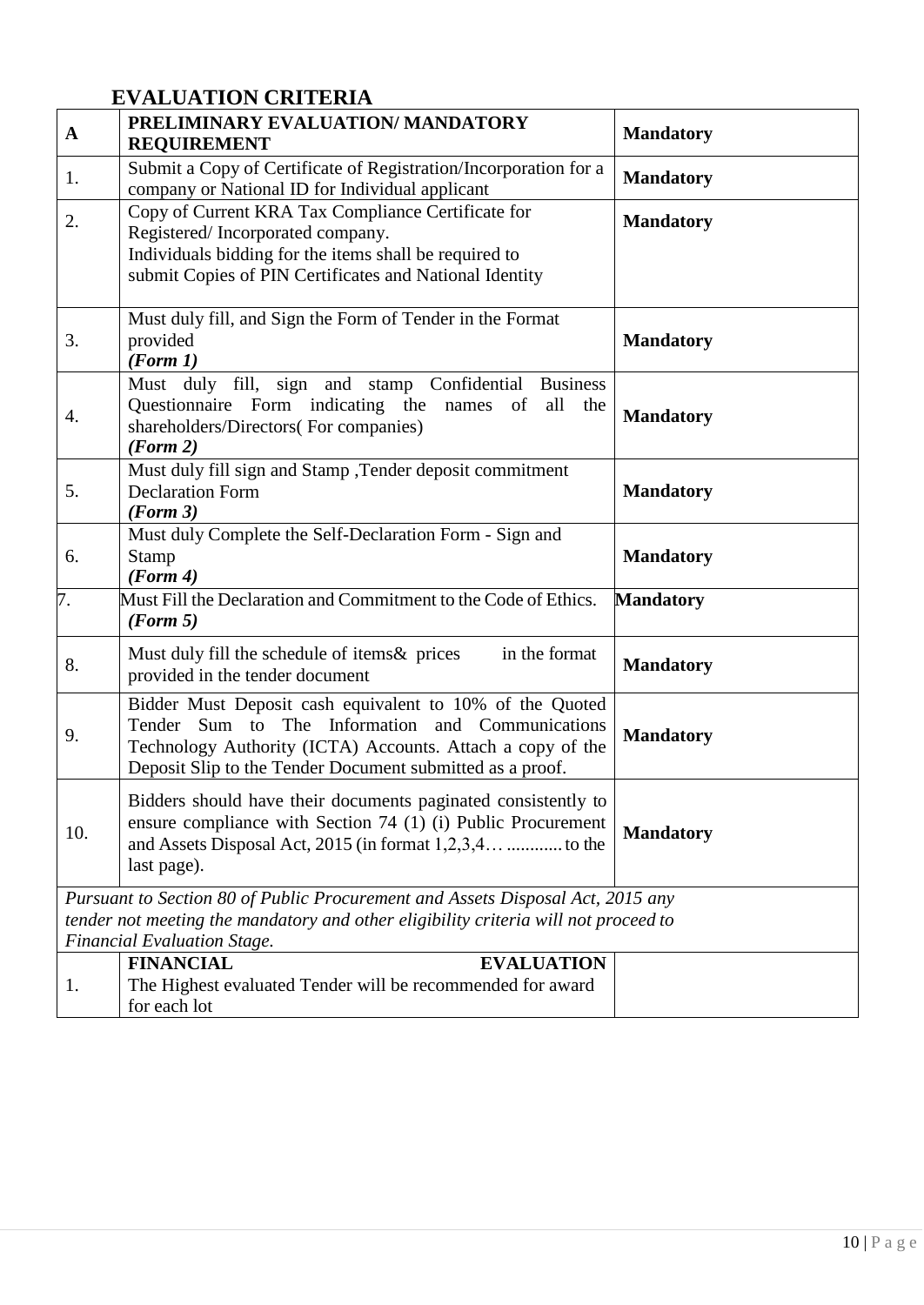## EVALUATION CRITERIA

| A | PRELIMINARY EVALUATION/ MANDATORY REQUIREMENT | Mandatory |
|---|---|---|
| 1. | Submit a Copy of Certificate of Registration/Incorporation for a company or National ID for Individual applicant | **Mandatory** |
| 2. | Copy of Current KRA Tax Compliance Certificate for Registered/ Incorporated company.<br>Individuals bidding for the items shall be required to submit Copies of PIN Certificates and National Identity | **Mandatory** |
| 3. | Must duly fill, and Sign the Form of Tender in the Format provided<br>***(Form 1)*** | **Mandatory** |
| 4. | Must duly fill, sign and stamp Confidential Business Questionnaire Form indicating the names of all the shareholders/Directors( For companies)<br>***(Form 2)*** | **Mandatory** |
| 5. | Must duly fill sign and Stamp ,Tender deposit commitment Declaration Form<br>***(Form 3)*** | **Mandatory** |
| 6. | Must duly Complete the Self-Declaration Form - Sign and Stamp<br>***(Form 4)*** | **Mandatory** |
| 7. | Must Fill the Declaration and Commitment to the Code of Ethics.<br>***(Form 5)*** | **Mandatory** |
| 8. | Must duly fill the schedule of items& prices in the format provided in the tender document | **Mandatory** |
| 9. | Bidder Must Deposit cash equivalent to 10% of the Quoted Tender Sum to The Information and Communications Technology Authority (ICTA) Accounts. Attach a copy of the Deposit Slip to the Tender Document submitted as a proof. | **Mandatory** |
| 10. | Bidders should have their documents paginated consistently to ensure compliance with Section 74 (1) (i) Public Procurement and Assets Disposal Act, 2015 (in format 1,2,3,4… ............ to the last page). | **Mandatory** |
| *Pursuant to Section 80 of Public Procurement and Assets Disposal Act, 2015 any tender not meeting the mandatory and other eligibility criteria will not proceed to Financial Evaluation Stage.* | | |
| 1. | **FINANCIAL EVALUATION**<br>The Highest evaluated Tender will be recommended for award for each lot | |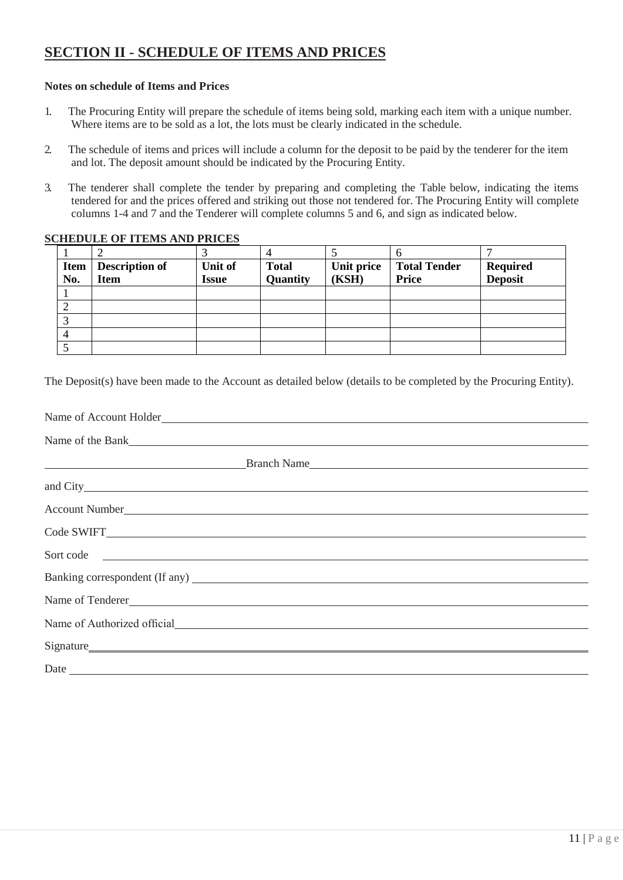## SECTION II - SCHEDULE OF ITEMS AND PRICES

**Notes on schedule of Items and Prices**

1. The Procuring Entity will prepare the schedule of items being sold, marking each item with a unique number. Where items are to be sold as a lot, the lots must be clearly indicated in the schedule.
2. The schedule of items and prices will include a column for the deposit to be paid by the tenderer for the item and lot. The deposit amount should be indicated by the Procuring Entity.
3. The tenderer shall complete the tender by preparing and completing the Table below, indicating the items tendered for and the prices offered and striking out those not tendered for. The Procuring Entity will complete columns 1-4 and 7 and the Tenderer will complete columns 5 and 6, and sign as indicated below.

**SCHEDULE OF ITEMS AND PRICES**

| 1 | 2 | 3 | 4 | 5 | 6 | 7 |
|---|---|---|---|---|---|---|
| **Item No.** | **Description of Item** | **Unit of Issue** | **Total Quantity** | **Unit price (KSH)** | **Total Tender Price** | **Required Deposit** |
| 1 | | | | | | |
| 2 | | | | | | |
| 3 | | | | | | |
| 4 | | | | | | |
| 5 | | | | | | |

The Deposit(s) have been made to the Account as detailed below (details to be completed by the Procuring Entity).

Name of Account Holder\_\_\_\_\_\_\_\_\_\_\_\_\_\_\_\_\_\_\_\_\_\_\_\_\_\_\_\_\_\_\_\_\_\_\_\_\_\_\_\_

Name of the Bank\_\_\_\_\_\_\_\_\_\_\_\_\_\_\_\_\_\_\_\_\_\_\_\_\_\_\_\_\_\_\_\_\_\_\_\_\_\_\_\_

\_\_\_\_\_\_\_\_\_\_\_\_\_\_\_\_\_\_\_\_ Branch Name\_\_\_\_\_\_\_\_\_\_\_\_\_\_\_\_\_\_\_\_\_\_\_\_\_\_\_\_

and City\_\_\_\_\_\_\_\_\_\_\_\_\_\_\_\_\_\_\_\_\_\_\_\_\_\_\_\_\_\_\_\_\_\_\_\_\_\_\_\_

Account Number\_\_\_\_\_\_\_\_\_\_\_\_\_\_\_\_\_\_\_\_\_\_\_\_\_\_\_\_\_\_\_\_\_\_\_\_\_\_\_\_

Code SWIFT\_\_\_\_\_\_\_\_\_\_\_\_\_\_\_\_\_\_\_\_\_\_\_\_\_\_\_\_\_\_\_\_\_\_\_\_\_\_\_\_

Sort code \_\_\_\_\_\_\_\_\_\_\_\_\_\_\_\_\_\_\_\_\_\_\_\_\_\_\_\_\_\_\_\_\_\_\_\_\_\_\_\_

Banking correspondent (If any) \_\_\_\_\_\_\_\_\_\_\_\_\_\_\_\_\_\_\_\_\_\_\_\_\_\_\_\_\_\_\_\_\_\_\_\_\_\_\_\_

Name of Tenderer\_\_\_\_\_\_\_\_\_\_\_\_\_\_\_\_\_\_\_\_\_\_\_\_\_\_\_\_\_\_\_\_\_\_\_\_\_\_\_\_

Name of Authorized official\_\_\_\_\_\_\_\_\_\_\_\_\_\_\_\_\_\_\_\_\_\_\_\_\_\_\_\_\_\_\_\_\_\_\_\_\_\_\_\_

Signature\_\_\_\_\_\_\_\_\_\_\_\_\_\_\_\_\_\_\_\_\_\_\_\_\_\_\_\_\_\_\_\_\_\_\_\_\_\_\_\_

Date \_\_\_\_\_\_\_\_\_\_\_\_\_\_\_\_\_\_\_\_\_\_\_\_\_\_\_\_\_\_\_\_\_\_\_\_\_\_\_\_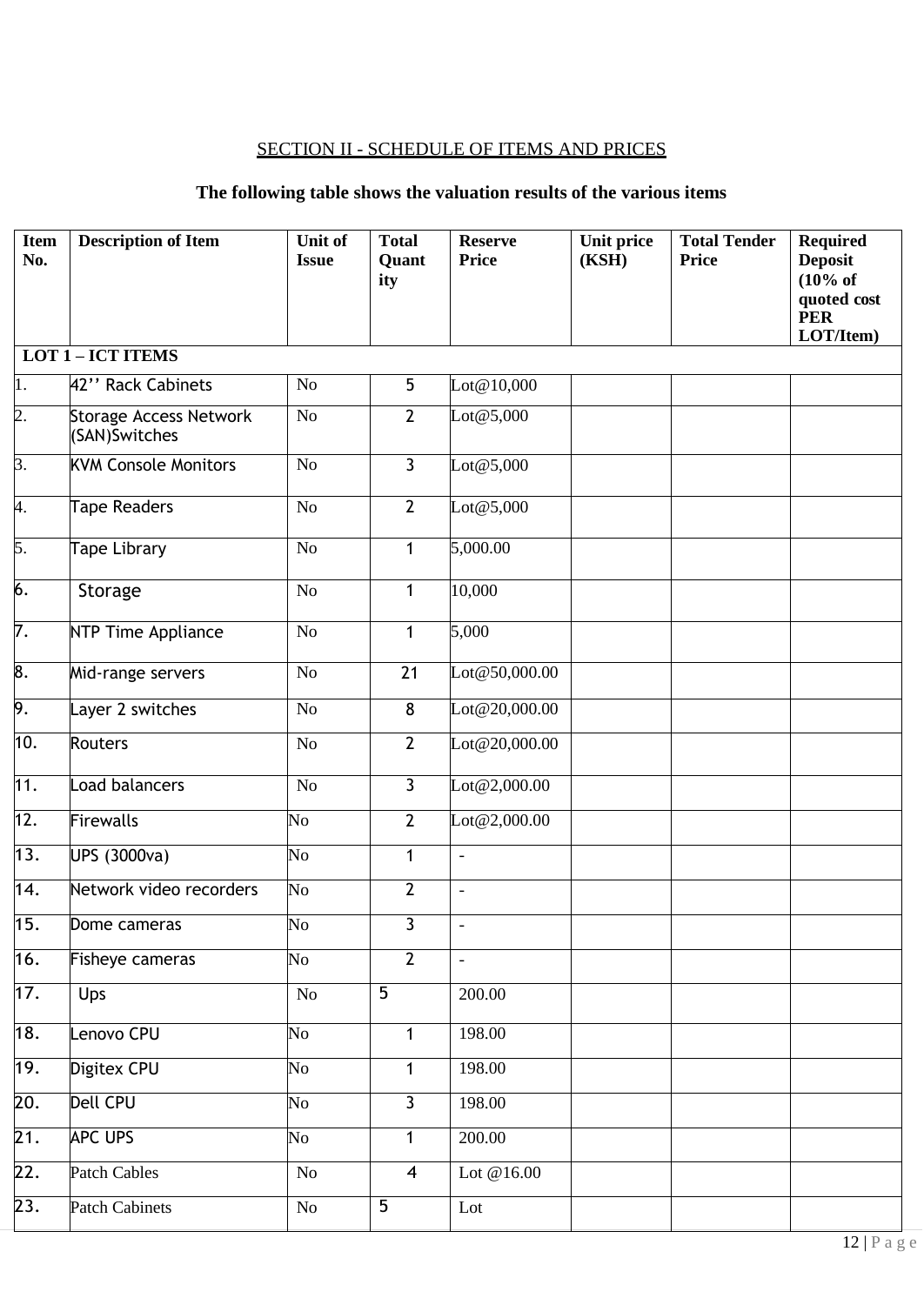## SECTION II - SCHEDULE OF ITEMS AND PRICES

**The following table shows the valuation results of the various items**

| Item No. | Description of Item | Unit of Issue | Total Quantity | Reserve Price | Unit price (KSH) | Total Tender Price | Required Deposit (10% of quoted cost PER LOT/Item) |
|---|---|---|---|---|---|---|---|
| **LOT 1 – ICT ITEMS** | | | | | | | |
| 1. | 42'' Rack Cabinets | No | 5 | Lot@10,000 | | | |
| 2. | Storage Access Network (SAN)Switches | No | 2 | Lot@5,000 | | | |
| 3. | KVM Console Monitors | No | 3 | Lot@5,000 | | | |
| 4. | Tape Readers | No | 2 | Lot@5,000 | | | |
| 5. | Tape Library | No | 1 | 5,000.00 | | | |
| 6. | Storage | No | 1 | 10,000 | | | |
| 7. | NTP Time Appliance | No | 1 | 5,000 | | | |
| 8. | Mid-range servers | No | 21 | Lot@50,000.00 | | | |
| 9. | Layer 2 switches | No | 8 | Lot@20,000.00 | | | |
| 10. | Routers | No | 2 | Lot@20,000.00 | | | |
| 11. | Load balancers | No | 3 | Lot@2,000.00 | | | |
| 12. | Firewalls | No | 2 | Lot@2,000.00 | | | |
| 13. | UPS (3000va) | No | 1 | - | | | |
| 14. | Network video recorders | No | 2 | - | | | |
| 15. | Dome cameras | No | 3 | - | | | |
| 16. | Fisheye cameras | No | 2 | - | | | |
| 17. | Ups | No | 5 | 200.00 | | | |
| 18. | Lenovo CPU | No | 1 | 198.00 | | | |
| 19. | Digitex CPU | No | 1 | 198.00 | | | |
| 20. | Dell CPU | No | 3 | 198.00 | | | |
| 21. | APC UPS | No | 1 | 200.00 | | | |
| 22. | Patch Cables | No | 4 | Lot @16.00 | | | |
| 23. | Patch Cabinets | No | 5 | Lot | | | |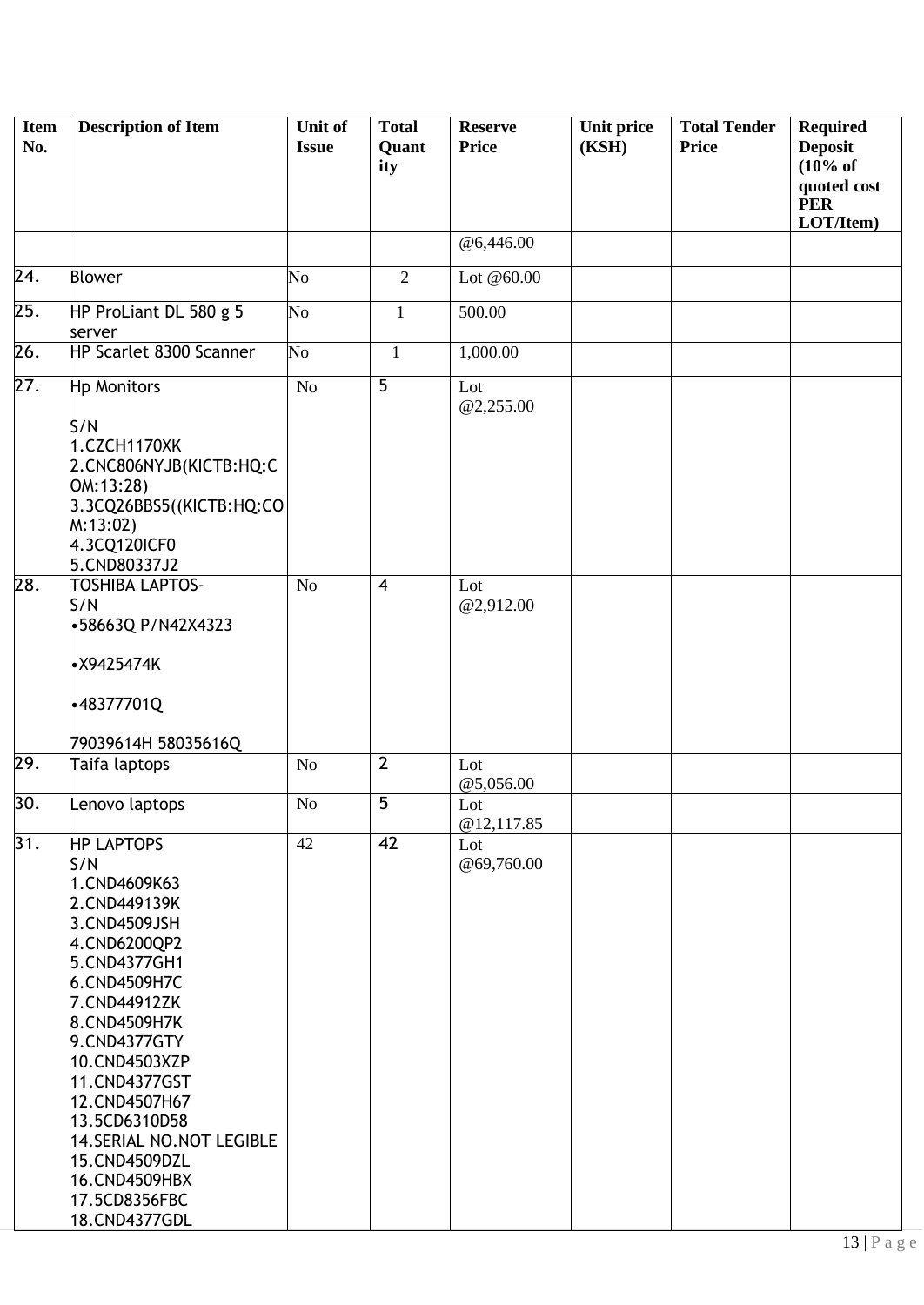| Item No. | Description of Item | Unit of Issue | Total Quantity | Reserve Price | Unit price (KSH) | Total Tender Price | Required Deposit (10% of quoted cost PER LOT/Item) |
|---|---|---|---|---|---|---|---|
| | | | | @6,446.00 | | | |
| 24. | Blower | No | 2 | Lot @60.00 | | | |
| 25. | HP ProLiant DL 580 g 5 server | No | 1 | 500.00 | | | |
| 26. | HP Scarlet 8300 Scanner | No | 1 | 1,000.00 | | | |
| 27. | Hp Monitors<br><br>S/N<br>1.CZCH1170XK<br>2.CNC806NYJB(KICTB:HQ:COM:13:28)<br>3.3CQ26BBS5((KICTB:HQ:COM:13:02)<br>4.3CQ120ICF0<br>5.CND80337J2 | No | 5 | Lot @2,255.00 | | | |
| 28. | TOSHIBA LAPTOS-<br>S/N<br>•58663Q P/N42X4323<br><br>•X9425474K<br><br>•48377701Q<br><br>79039614H 58035616Q | No | 4 | Lot @2,912.00 | | | |
| 29. | Taifa laptops | No | 2 | Lot @5,056.00 | | | |
| 30. | Lenovo laptops | No | 5 | Lot @12,117.85 | | | |
| 31. | HP LAPTOPS<br>S/N<br>1.CND4609K63<br>2.CND449139K<br>3.CND4509JSH<br>4.CND6200QP2<br>5.CND4377GH1<br>6.CND4509H7C<br>7.CND44912ZK<br>8.CND4509H7K<br>9.CND4377GTY<br>10.CND4503XZP<br>11.CND4377GST<br>12.CND4507H67<br>13.5CD6310D58<br>14.SERIAL NO.NOT LEGIBLE<br>15.CND4509DZL<br>16.CND4509HBX<br>17.5CD8356FBC<br>18.CND4377GDL | 42 | 42 | Lot @69,760.00 | | | |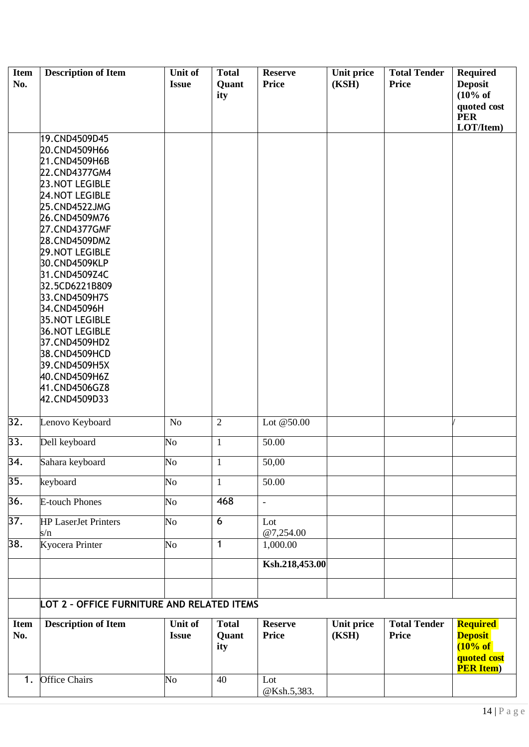| Item No. | Description of Item | Unit of Issue | Total Quantity | Reserve Price | Unit price (KSH) | Total Tender Price | Required Deposit (10% of quoted cost PER LOT/Item) |
|---|---|---|---|---|---|---|---|
| | 19.CND4509D45<br>20.CND4509H66<br>21.CND4509H6B<br>22.CND4377GM4<br>23.NOT LEGIBLE<br>24.NOT LEGIBLE<br>25.CND4522JMG<br>26.CND4509M76<br>27.CND4377GMF<br>28.CND4509DM2<br>29.NOT LEGIBLE<br>30.CND4509KLP<br>31.CND4509Z4C<br>32.5CD6221B809<br>33.CND4509H7S<br>34.CND45096H<br>35.NOT LEGIBLE<br>36.NOT LEGIBLE<br>37.CND4509HD2<br>38.CND4509HCD<br>39.CND4509H5X<br>40.CND4509H6Z<br>41.CND4506GZ8<br>42.CND4509D33 | | | | | | |
| 32. | Lenovo Keyboard | No | 2 | Lot @50.00 | | | / |
| 33. | Dell keyboard | No | 1 | 50.00 | | | |
| 34. | Sahara keyboard | No | 1 | 50,00 | | | |
| 35. | keyboard | No | 1 | 50.00 | | | |
| 36. | E-touch Phones | No | 468 | - | | | |
| 37. | HP LaserJet Printers s/n | No | 6 | Lot @7,254.00 | | | |
| 38. | Kyocera Printer | No | 1 | 1,000.00 | | | |
| | | | | **Ksh.218,453.00** | | | |
| | | | | | | | |
| | **LOT 2 – OFFICE FURNITURE AND RELATED ITEMS** | | | | | | |

| Item No. | Description of Item | Unit of Issue | Total Quantity | Reserve Price | Unit price (KSH) | Total Tender Price | Required Deposit (10% of quoted cost PER Item) |
|---|---|---|---|---|---|---|---|
| 1. | Office Chairs | No | 40 | Lot @Ksh.5,383. | | | |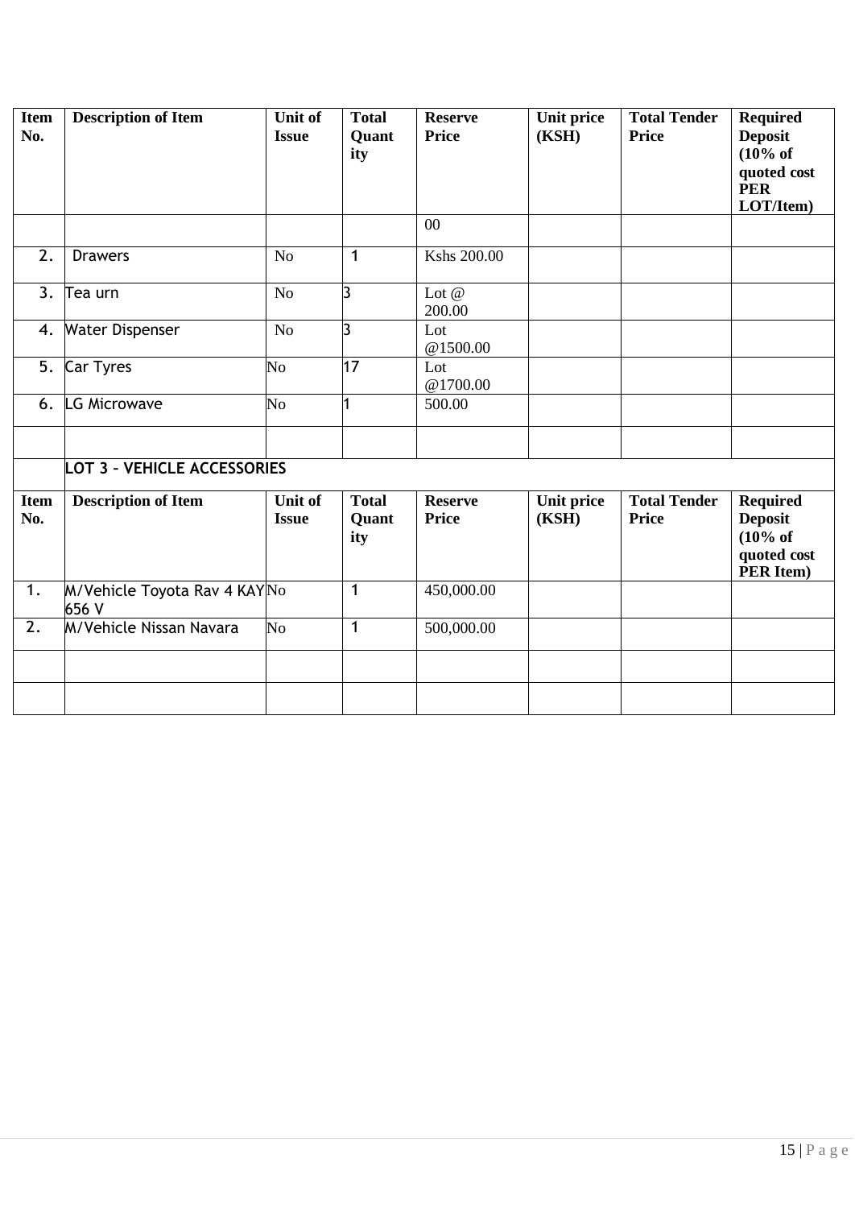| Item No. | Description of Item | Unit of Issue | Total Quantity | Reserve Price | Unit price (KSH) | Total Tender Price | Required Deposit (10% of quoted cost PER LOT/Item) |
|---|---|---|---|---|---|---|---|
| | | | | 00 | | | |
| 2. | Drawers | No | 1 | Kshs 200.00 | | | |
| 3. | Tea urn | No | 3 | Lot @ 200.00 | | | |
| 4. | Water Dispenser | No | 3 | Lot @1500.00 | | | |
| 5. | Car Tyres | No | 17 | Lot @1700.00 | | | |
| 6. | LG Microwave | No | 1 | 500.00 | | | |
| | | | | | | | |
| | **LOT 3 – VEHICLE ACCESSORIES** | | | | | | |

| Item No. | Description of Item | Unit of Issue | Total Quantity | Reserve Price | Unit price (KSH) | Total Tender Price | Required Deposit (10% of quoted cost PER Item) |
|---|---|---|---|---|---|---|---|
| 1. | M/Vehicle Toyota Rav 4 KAY 656 V | No | 1 | 450,000.00 | | | |
| 2. | M/Vehicle Nissan Navara | No | 1 | 500,000.00 | | | |
| | | | | | | | |
| | | | | | | | |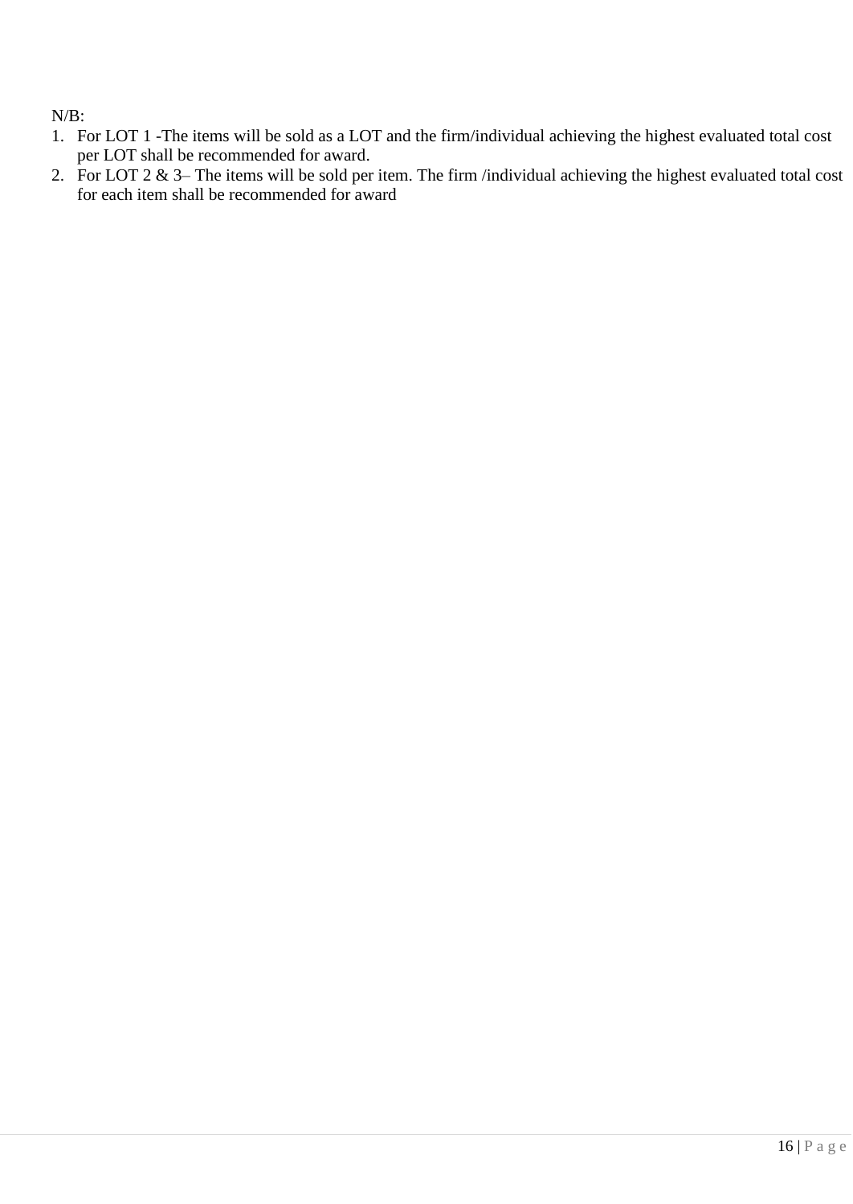N/B:

1. For LOT 1 -The items will be sold as a LOT and the firm/individual achieving the highest evaluated total cost per LOT shall be recommended for award.
2. For LOT 2 & 3– The items will be sold per item. The firm /individual achieving the highest evaluated total cost for each item shall be recommended for award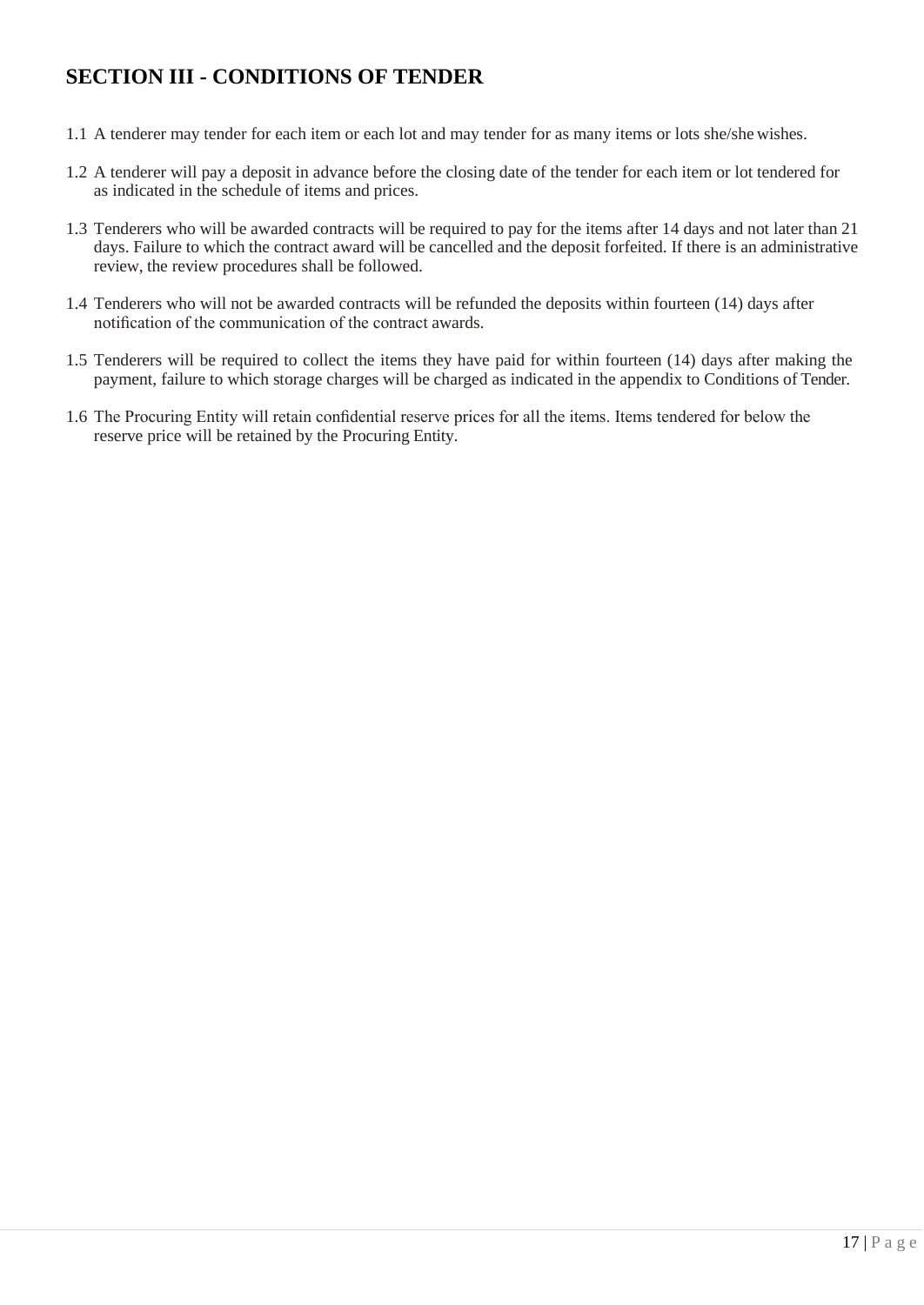# SECTION III - CONDITIONS OF TENDER

1.1 A tenderer may tender for each item or each lot and may tender for as many items or lots she/she wishes.

1.2 A tenderer will pay a deposit in advance before the closing date of the tender for each item or lot tendered for as indicated in the schedule of items and prices.

1.3 Tenderers who will be awarded contracts will be required to pay for the items after 14 days and not later than 21 days. Failure to which the contract award will be cancelled and the deposit forfeited. If there is an administrative review, the review procedures shall be followed.

1.4 Tenderers who will not be awarded contracts will be refunded the deposits within fourteen (14) days after notification of the communication of the contract awards.

1.5 Tenderers will be required to collect the items they have paid for within fourteen (14) days after making the payment, failure to which storage charges will be charged as indicated in the appendix to Conditions of Tender.

1.6 The Procuring Entity will retain confidential reserve prices for all the items. Items tendered for below the reserve price will be retained by the Procuring Entity.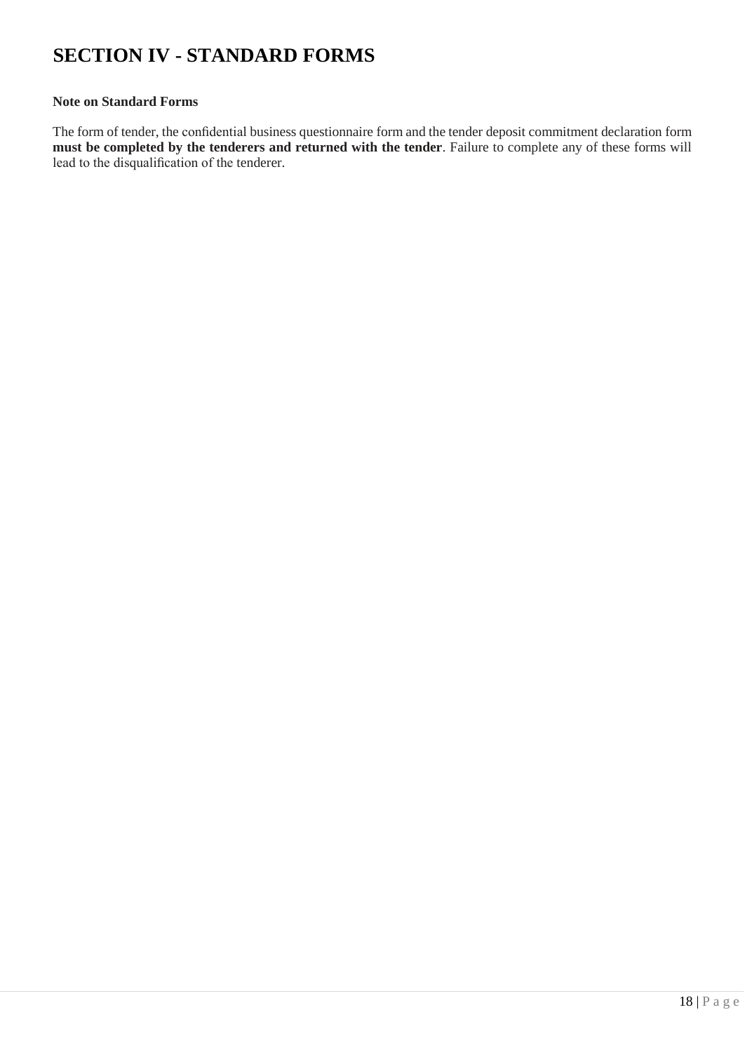# SECTION IV - STANDARD FORMS

**Note on Standard Forms**

The form of tender, the confidential business questionnaire form and the tender deposit commitment declaration form **must be completed by the tenderers and returned with the tender**. Failure to complete any of these forms will lead to the disqualification of the tenderer.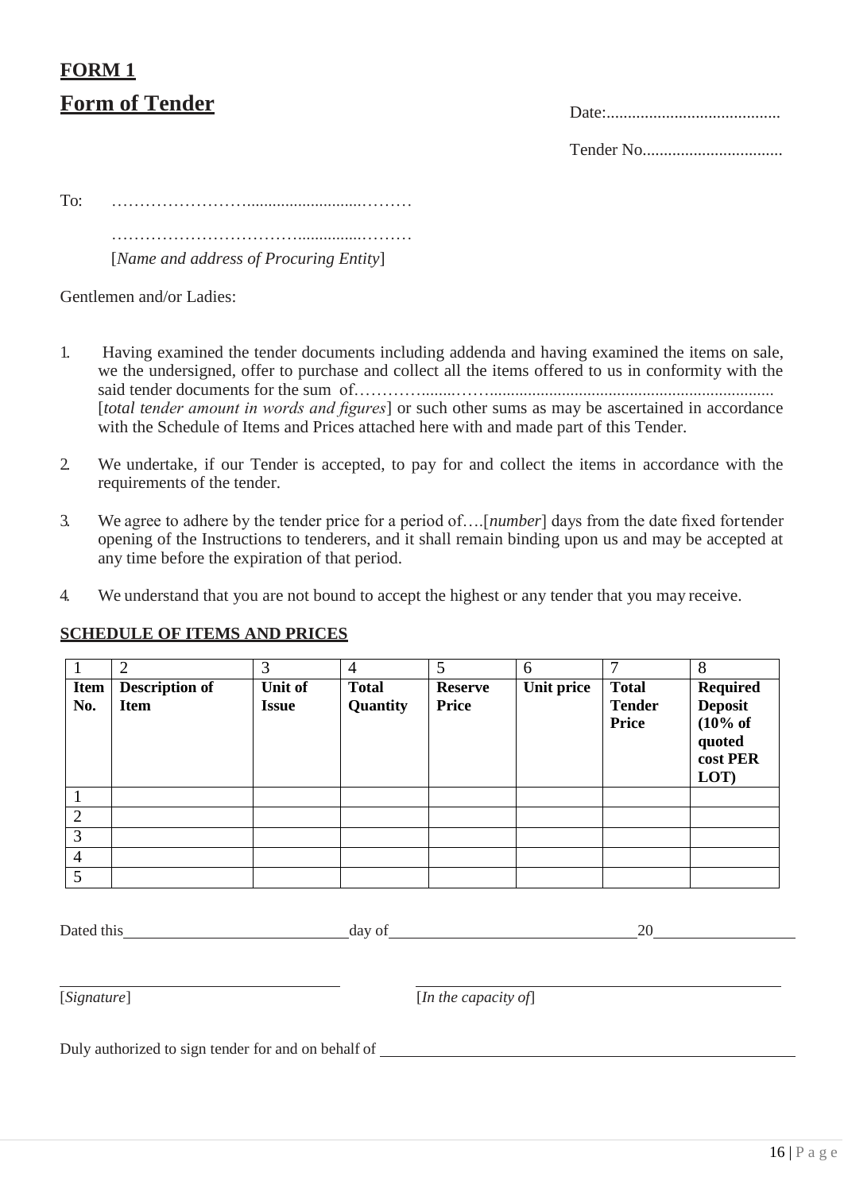## FORM 1

## Form of Tender

Date:.........................................

Tender No.................................

To: ……………………..........................………

……………………………..............………

[*Name and address of Procuring Entity*]

Gentlemen and/or Ladies:

1. Having examined the tender documents including addenda and having examined the items on sale, we the undersigned, offer to purchase and collect all the items offered to us in conformity with the said tender documents for the sum of…………........……................................................................... [*total tender amount in words and figures*] or such other sums as may be ascertained in accordance with the Schedule of Items and Prices attached here with and made part of this Tender.

2. We undertake, if our Tender is accepted, to pay for and collect the items in accordance with the requirements of the tender.

3. We agree to adhere by the tender price for a period of….[*number*] days from the date fixed fortender opening of the Instructions to tenderers, and it shall remain binding upon us and may be accepted at any time before the expiration of that period.

4. We understand that you are not bound to accept the highest or any tender that you may receive.

**SCHEDULE OF ITEMS AND PRICES**

| 1 | 2 | 3 | 4 | 5 | 6 | 7 | 8 |
|---|---|---|---|---|---|---|---|
| **Item No.** | **Description of Item** | **Unit of Issue** | **Total Quantity** | **Reserve Price** | **Unit price** | **Total Tender Price** | **Required Deposit (10% of quoted cost PER LOT)** |
| 1 | | | | | | | |
| 2 | | | | | | | |
| 3 | | | | | | | |
| 4 | | | | | | | |
| 5 | | | | | | | |

Dated this\_\_\_\_\_\_\_\_\_\_\_\_\_\_\_\_\_\_\_\_\_\_\_\_\_\_\_\_day of\_\_\_\_\_\_\_\_\_\_\_\_\_\_\_\_\_\_\_\_\_\_\_\_\_\_\_\_\_\_\_20\_\_\_\_\_\_\_\_\_\_\_\_\_\_\_\_\_\_

\_\_\_\_\_\_\_\_\_\_\_\_\_\_\_\_\_\_\_\_\_\_\_\_\_\_\_\_\_\_\_\_\_\_\_\_ \_\_\_\_\_\_\_\_\_\_\_\_\_\_\_\_\_\_\_\_\_\_\_\_\_\_\_\_\_\_\_\_\_\_\_\_\_\_\_\_\_\_\_\_\_\_

[*Signature*] [*In the capacity of*]

Duly authorized to sign tender for and on behalf of \_\_\_\_\_\_\_\_\_\_\_\_\_\_\_\_\_\_\_\_\_\_\_\_\_\_\_\_\_\_\_\_\_\_\_\_\_\_\_\_\_\_\_\_\_\_\_\_\_\_\_\_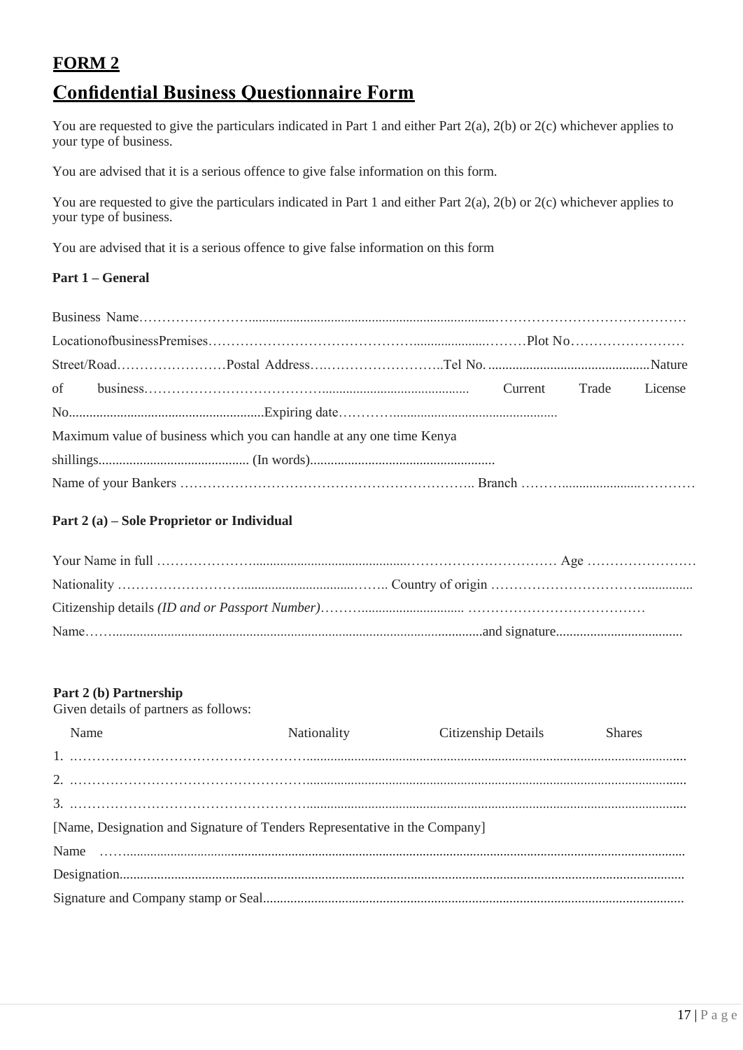# FORM 2

## Confidential Business Questionnaire Form

You are requested to give the particulars indicated in Part 1 and either Part 2(a), 2(b) or 2(c) whichever applies to your type of business.

You are advised that it is a serious offence to give false information on this form.

You are requested to give the particulars indicated in Part 1 and either Part 2(a), 2(b) or 2(c) whichever applies to your type of business.

You are advised that it is a serious offence to give false information on this form

**Part 1 – General**

Business Name……………………………………………………………………………………………………………………

LocationofbusinessPremises………………………………………………………………Plot No……………………

Street/Road……………………Postal Address…………………………..Tel No. ..............................................Nature of business……………………………………............................................ Current Trade License No.........................................................Expiring date…………...................................................

Maximum value of business which you can handle at any one time Kenya shillings............................................ (In words)......................................................

Name of your Bankers ……………………………………………………….. Branch ………....................…………

**Part 2 (a) – Sole Proprietor or Individual**

Your Name in full …………………..............................................……………………………… Age ……………………

Nationality …………………….....................................…….. Country of origin ……………………………...............

Citizenship details *(ID and or Passport Number)*……….............................. …………………………………

Name……............................................................................................................and signature.....................................

**Part 2 (b) Partnership**

Given details of partners as follows:

| Name | Nationality | Citizenship Details | Shares |
|---|---|---|---|
| 1. …………………………………………………………………………………………………………………………… | | | |
| 2. …………………………………………………………………………………………………………………………… | | | |
| 3. …………………………………………………………………………………………………………………………… | | | |

[Name, Designation and Signature of Tenders Representative in the Company]

Name ……...........................................................................................................................................................

Designation...................................................................................................................................................

Signature and Company stamp or Seal..........................................................................................................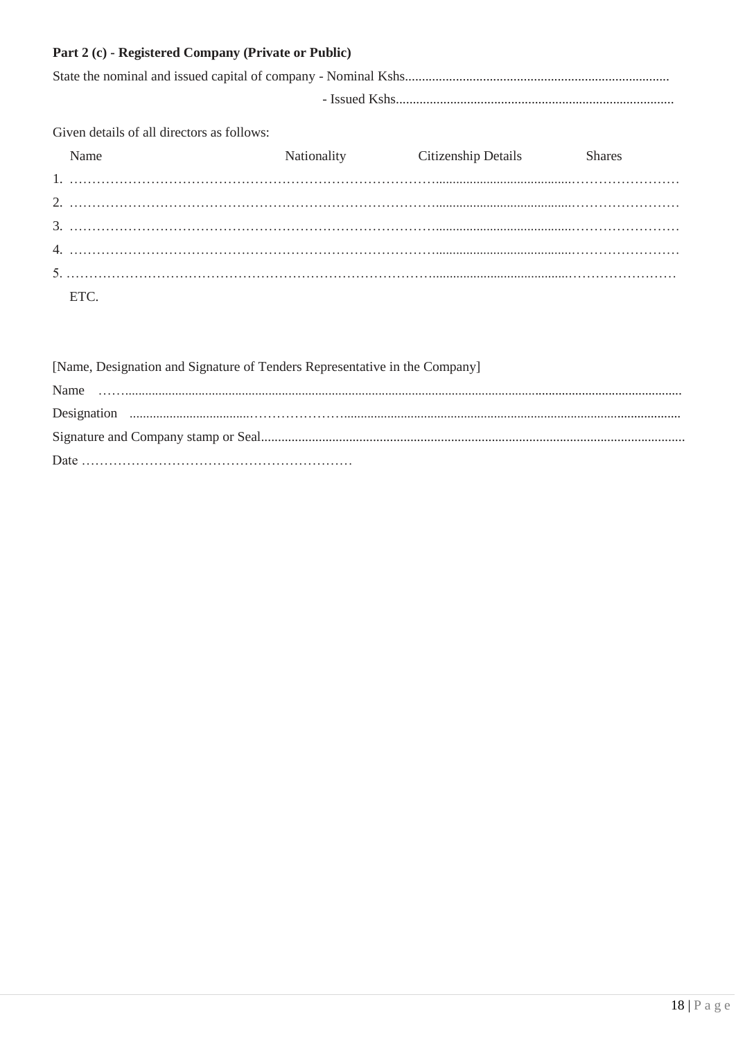**Part 2 (c) - Registered Company (Private or Public)**

State the nominal and issued capital of company - Nominal Kshs.............................................................................

- Issued Kshs.................................................................................

Given details of all directors as follows:

| | Name | Nationality | Citizenship Details | Shares |
|---|---|---|---|---|
| 1. | ………………………………………… | ………… | ………… | ………… |
| 2. | ………………………………………… | ………… | ………… | ………… |
| 3. | ………………………………………… | ………… | ………… | ………… |
| 4. | ………………………………………… | ………… | ………… | ………… |
| 5. | ………………………………………… | ………… | ………… | ………… |

ETC.

[Name, Designation and Signature of Tenders Representative in the Company]

Name ……...................................................................................................................................................................

Designation ....................................…………………….........................................................................................

Signature and Company stamp or Seal..........................................................................................................................

Date ……………………………………………………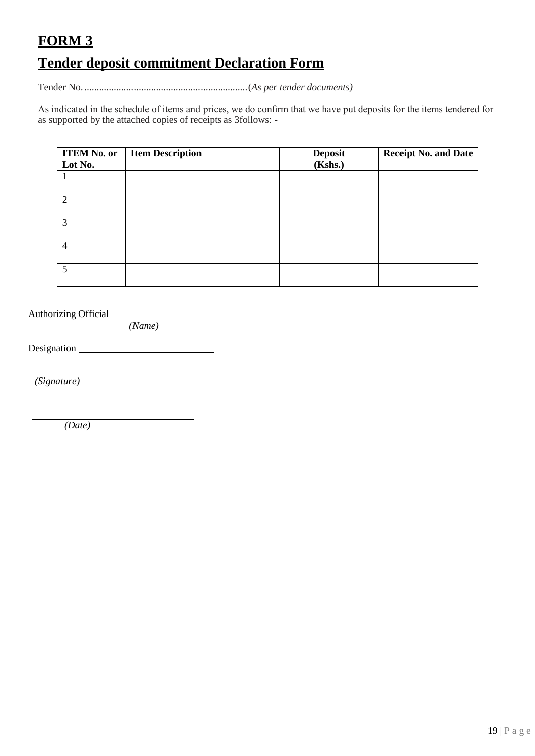# **FORM 3**

## **Tender deposit commitment Declaration Form**

Tender No. ..................................................................(*As per tender documents)*

As indicated in the schedule of items and prices, we do confirm that we have put deposits for the items tendered for as supported by the attached copies of receipts as 3follows: -

| **ITEM No. or Lot No.** | **Item Description** | **Deposit (Kshs.)** | **Receipt No. and Date** |
|---|---|---|---|
| 1 | | | |
| 2 | | | |
| 3 | | | |
| 4 | | | |
| 5 | | | |

Authorizing Official \_\_\_\_\_\_\_\_\_\_\_\_\_\_\_\_\_\_\_\_\_\_\_\_
*(Name)*

Designation \_\_\_\_\_\_\_\_\_\_\_\_\_\_\_\_\_\_\_\_\_\_\_\_\_\_\_

\_\_\_\_\_\_\_\_\_\_\_\_\_\_\_\_\_\_\_\_\_\_\_\_\_\_\_\_\_\_
*(Signature)*

\_\_\_\_\_\_\_\_\_\_\_\_\_\_\_\_\_\_\_\_\_\_\_\_\_\_\_\_\_\_\_\_
*(Date)*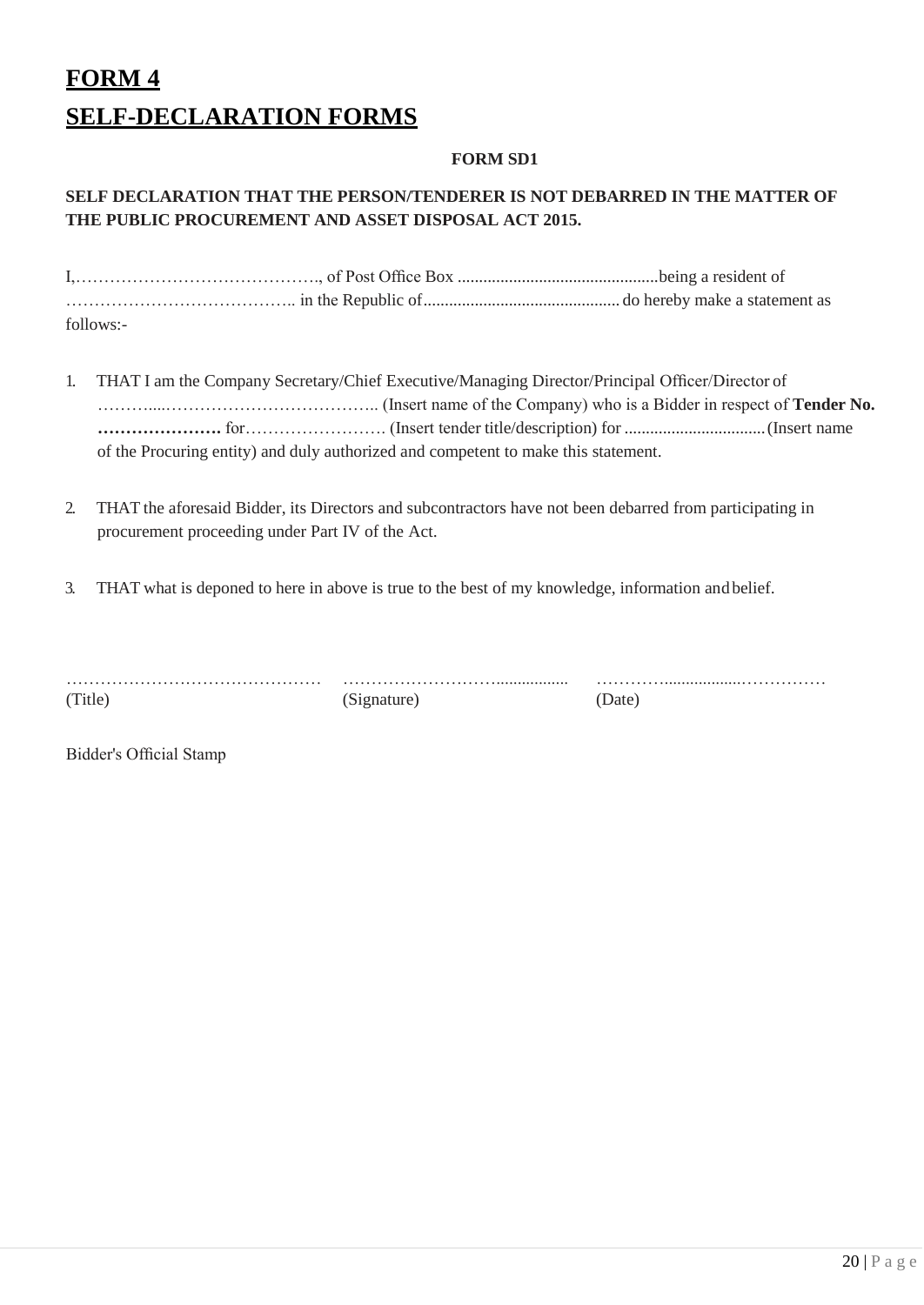# FORM 4

# SELF-DECLARATION FORMS

**FORM SD1**

**SELF DECLARATION THAT THE PERSON/TENDERER IS NOT DEBARRED IN THE MATTER OF THE PUBLIC PROCUREMENT AND ASSET DISPOSAL ACT 2015.**

I,……………………………………., of Post Office Box ..............................................being a resident of ………………………………….. in the Republic of............................................. do hereby make a statement as follows:-

1. THAT I am the Company Secretary/Chief Executive/Managing Director/Principal Officer/Director of ……….....……………………………….. (Insert name of the Company) who is a Bidder in respect of **Tender No. ………………….** for……………………. (Insert tender title/description) for ................................ (Insert name of the Procuring entity) and duly authorized and competent to make this statement.

2. THAT the aforesaid Bidder, its Directors and subcontractors have not been debarred from participating in procurement proceeding under Part IV of the Act.

3. THAT what is deponed to here in above is true to the best of my knowledge, information and belief.

……………………………………… (Title)

………………………................ (Signature)

…………..................…………… (Date)

Bidder's Official Stamp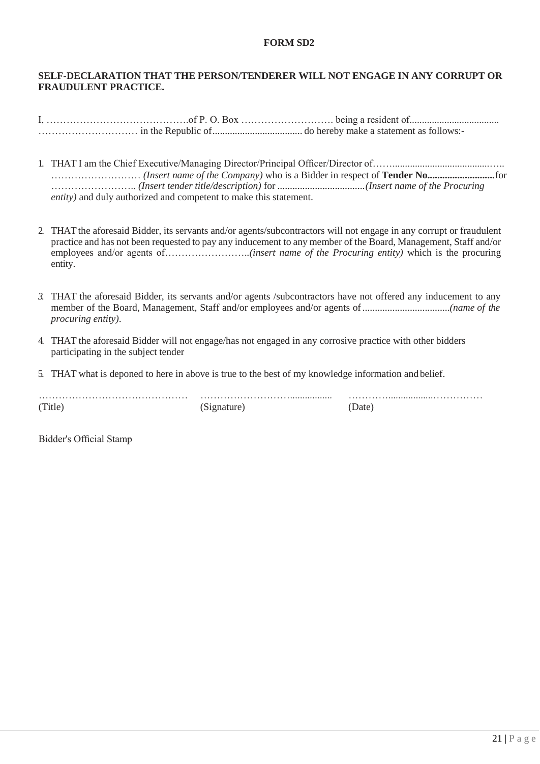**FORM SD2**

**SELF-DECLARATION THAT THE PERSON/TENDERER WILL NOT ENGAGE IN ANY CORRUPT OR FRAUDULENT PRACTICE.**

I, …………………………………….of P. O. Box ………………………. being a resident of.................................... ………………………… in the Republic of.................................... do hereby make a statement as follows:-

1. THAT I am the Chief Executive/Managing Director/Principal Officer/Director of……........................................….. ……………………… *(Insert name of the Company)* who is a Bidder in respect of **Tender No...........................**for …………………….. *(Insert tender title/description)* for ..................................*(Insert name of the Procuring entity)* and duly authorized and competent to make this statement.

2. THAT the aforesaid Bidder, its servants and/or agents/subcontractors will not engage in any corrupt or fraudulent practice and has not been requested to pay any inducement to any member of the Board, Management, Staff and/or employees and/or agents of…………………….*.(insert name of the Procuring entity)* which is the procuring entity.

3. THAT the aforesaid Bidder, its servants and/or agents /subcontractors have not offered any inducement to any member of the Board, Management, Staff and/or employees and/or agents of..................................*(name of the procuring entity)*.

4. THAT the aforesaid Bidder will not engage/has not engaged in any corrosive practice with other bidders participating in the subject tender

5. THAT what is deponed to here in above is true to the best of my knowledge information and belief.

| ……………………………………… | ……………………….................. | …………..................…………… |
|---|---|---|
| (Title) | (Signature) | (Date) |

Bidder's Official Stamp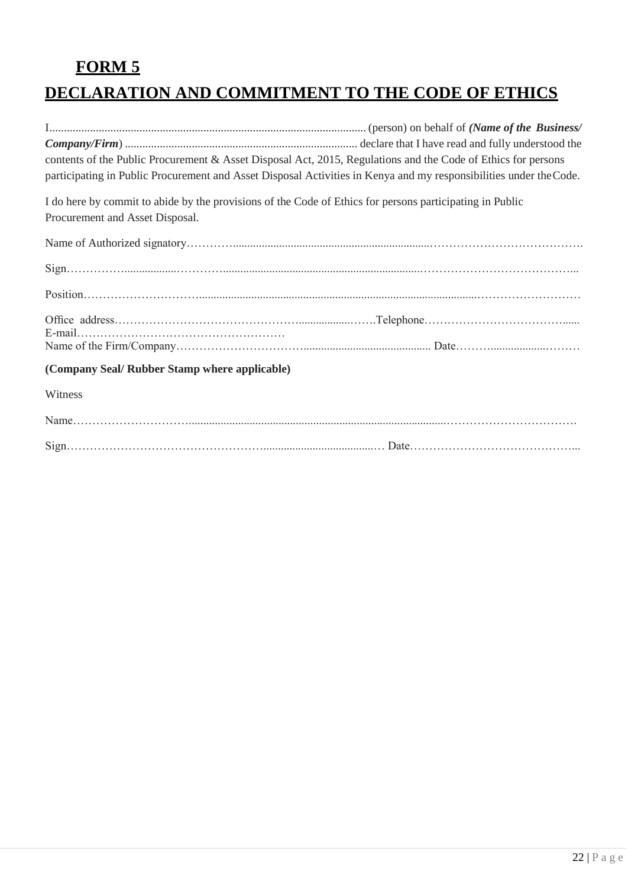**FORM 5**

# DECLARATION AND COMMITMENT TO THE CODE OF ETHICS

I............................................................................................................ (person) on behalf of ***(Name of the Business/ Company/Firm*)** ................................................................................ declare that I have read and fully understood the contents of the Public Procurement & Asset Disposal Act, 2015, Regulations and the Code of Ethics for persons participating in Public Procurement and Asset Disposal Activities in Kenya and my responsibilities under the Code.

I do here by commit to abide by the provisions of the Code of Ethics for persons participating in Public Procurement and Asset Disposal.

Name of Authorized signatory…………....................................................................………………………………….

Sign……………..................…………......................................................................…………………………………...

Position………………………….................................................................................................………………………

Office address…………………………………………...................…….Telephone…………………………………......

E-mail……………………………………………….

Name of the Firm/Company…………………………….......................................... Date……….................………

**(Company Seal/ Rubber Stamp where applicable)**

Witness

Name…………………………..........................................................................................…………………………….

Sign…………………………………………….........................................… Date……………………………………...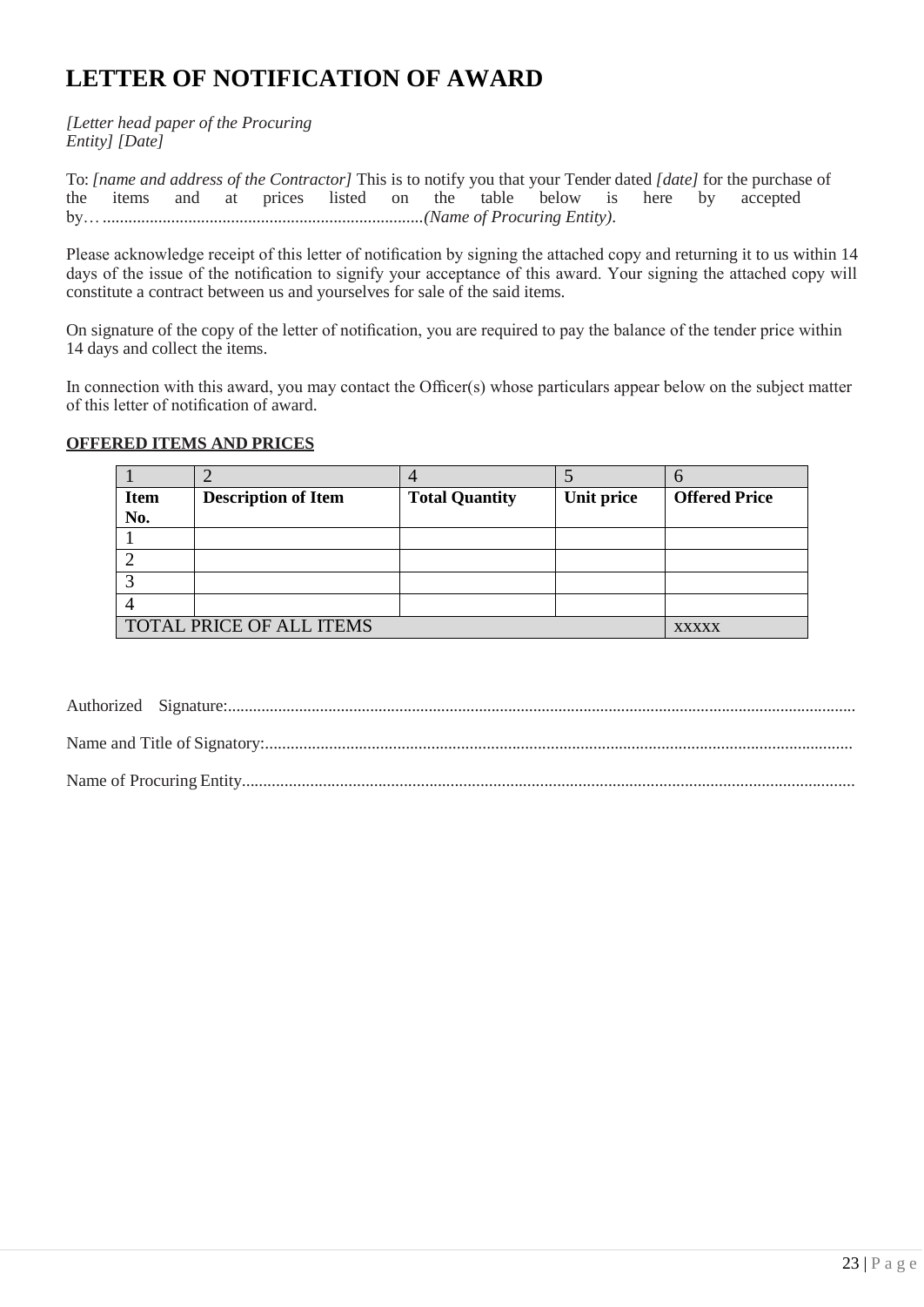# LETTER OF NOTIFICATION OF AWARD

*[Letter head paper of the Procuring Entity] [Date]*

To: *[name and address of the Contractor]* This is to notify you that your Tender dated *[date]* for the purchase of the items and at prices listed on the table below is here by accepted by… ............................................................................*(Name of Procuring Entity)*.

Please acknowledge receipt of this letter of notification by signing the attached copy and returning it to us within 14 days of the issue of the notification to signify your acceptance of this award. Your signing the attached copy will constitute a contract between us and yourselves for sale of the said items.

On signature of the copy of the letter of notification, you are required to pay the balance of the tender price within 14 days and collect the items.

In connection with this award, you may contact the Officer(s) whose particulars appear below on the subject matter of this letter of notification of award.

**OFFERED ITEMS AND PRICES**

| 1 | 2 | 4 | 5 | 6 |
|---|---|---|---|---|
| **Item No.** | **Description of Item** | **Total Quantity** | **Unit price** | **Offered Price** |
| 1 | | | | |
| 2 | | | | |
| 3 | | | | |
| 4 | | | | |
| TOTAL PRICE OF ALL ITEMS | | | | XXXXX |

Authorized Signature:....................................................................................................................................................

Name and Title of Signatory:..........................................................................................................................................

Name of Procuring Entity................................................................................................................................................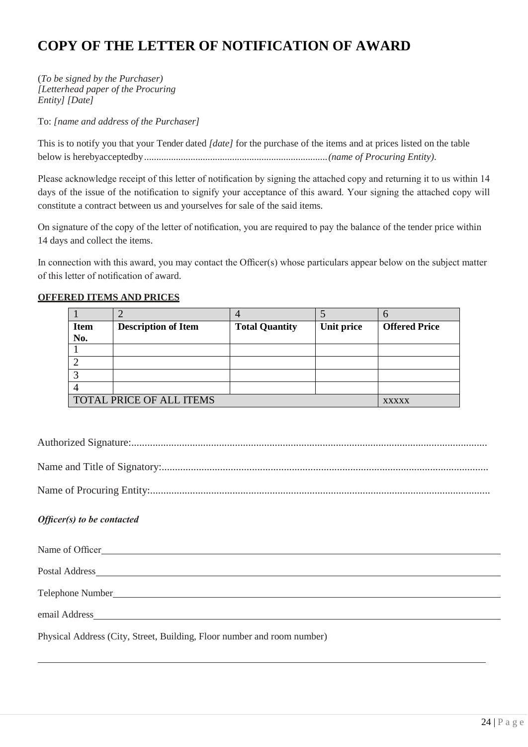# COPY OF THE LETTER OF NOTIFICATION OF AWARD

(*To be signed by the Purchaser)*
*[Letterhead paper of the Procuring Entity] [Date]*

To: *[name and address of the Purchaser]*

This is to notify you that your Tender dated *[date]* for the purchase of the items and at prices listed on the table below is herebyacceptedby..........................................................................*(name of Procuring Entity).*

Please acknowledge receipt of this letter of notification by signing the attached copy and returning it to us within 14 days of the issue of the notification to signify your acceptance of this award. Your signing the attached copy will constitute a contract between us and yourselves for sale of the said items.

On signature of the copy of the letter of notification, you are required to pay the balance of the tender price within 14 days and collect the items.

In connection with this award, you may contact the Officer(s) whose particulars appear below on the subject matter of this letter of notification of award.

**OFFERED ITEMS AND PRICES**

| 1 | 2 | 4 | 5 | 6 |
|---|---|---|---|---|
| **Item No.** | **Description of Item** | **Total Quantity** | **Unit price** | **Offered Price** |
| 1 | | | | |
| 2 | | | | |
| 3 | | | | |
| 4 | | | | |
| TOTAL PRICE OF ALL ITEMS | | | | xxxxx |

Authorized Signature:..........................................................................................................................................

Name and Title of Signatory:...............................................................................................................................

Name of Procuring Entity:....................................................................................................................................

***Officer(s) to be contacted***

Name of Officer\_\_\_\_\_\_\_\_\_\_\_\_\_\_\_\_\_\_\_\_\_\_\_\_\_\_\_\_\_\_\_\_\_\_\_\_\_\_\_\_\_\_\_\_\_\_\_\_\_\_\_\_\_\_\_\_\_\_\_\_

Postal Address\_\_\_\_\_\_\_\_\_\_\_\_\_\_\_\_\_\_\_\_\_\_\_\_\_\_\_\_\_\_\_\_\_\_\_\_\_\_\_\_\_\_\_\_\_\_\_\_\_\_\_\_\_\_\_\_\_\_\_\_\_

Telephone Number\_\_\_\_\_\_\_\_\_\_\_\_\_\_\_\_\_\_\_\_\_\_\_\_\_\_\_\_\_\_\_\_\_\_\_\_\_\_\_\_\_\_\_\_\_\_\_\_\_\_\_\_\_\_\_\_\_

email Address\_\_\_\_\_\_\_\_\_\_\_\_\_\_\_\_\_\_\_\_\_\_\_\_\_\_\_\_\_\_\_\_\_\_\_\_\_\_\_\_\_\_\_\_\_\_\_\_\_\_\_\_\_\_\_\_\_\_\_\_\_\_

Physical Address (City, Street, Building, Floor number and room number)

\_\_\_\_\_\_\_\_\_\_\_\_\_\_\_\_\_\_\_\_\_\_\_\_\_\_\_\_\_\_\_\_\_\_\_\_\_\_\_\_\_\_\_\_\_\_\_\_\_\_\_\_\_\_\_\_\_\_\_\_\_\_\_\_\_\_\_\_\_\_\_\_\_\_\_\_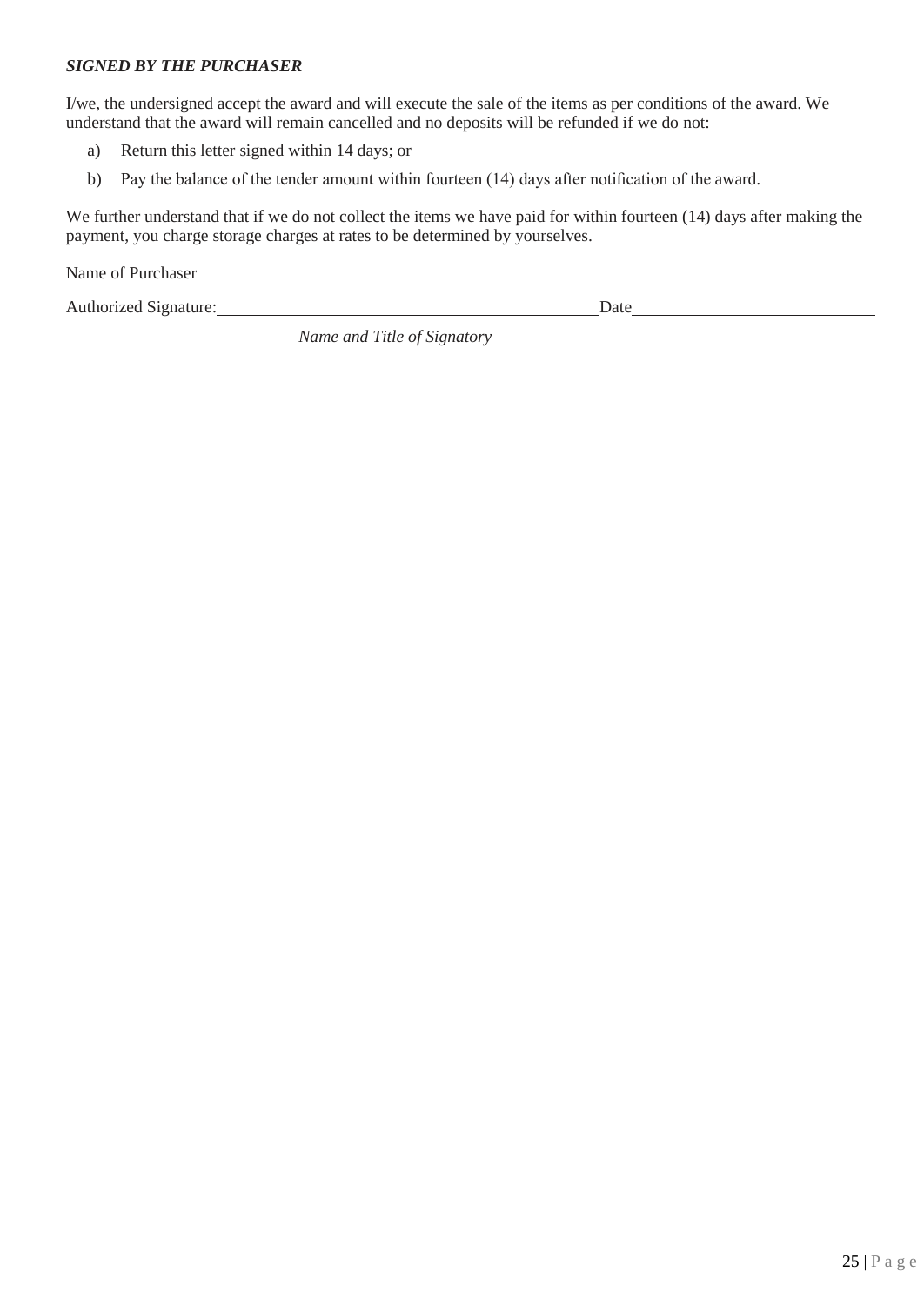***SIGNED BY THE PURCHASER***

I/we, the undersigned accept the award and will execute the sale of the items as per conditions of the award. We understand that the award will remain cancelled and no deposits will be refunded if we do not:

a) Return this letter signed within 14 days; or

b) Pay the balance of the tender amount within fourteen (14) days after notification of the award.

We further understand that if we do not collect the items we have paid for within fourteen (14) days after making the payment, you charge storage charges at rates to be determined by yourselves.

Name of Purchaser

Authorized Signature:\_\_\_\_\_\_\_\_\_\_\_\_\_\_\_\_\_\_\_\_\_\_\_\_\_\_\_\_\_\_\_\_\_\_\_\_\_\_\_\_\_\_\_\_Date\_\_\_\_\_\_\_\_\_\_\_\_\_\_\_\_\_\_\_\_\_\_\_\_\_\_\_\_\_\_

*Name and Title of Signatory*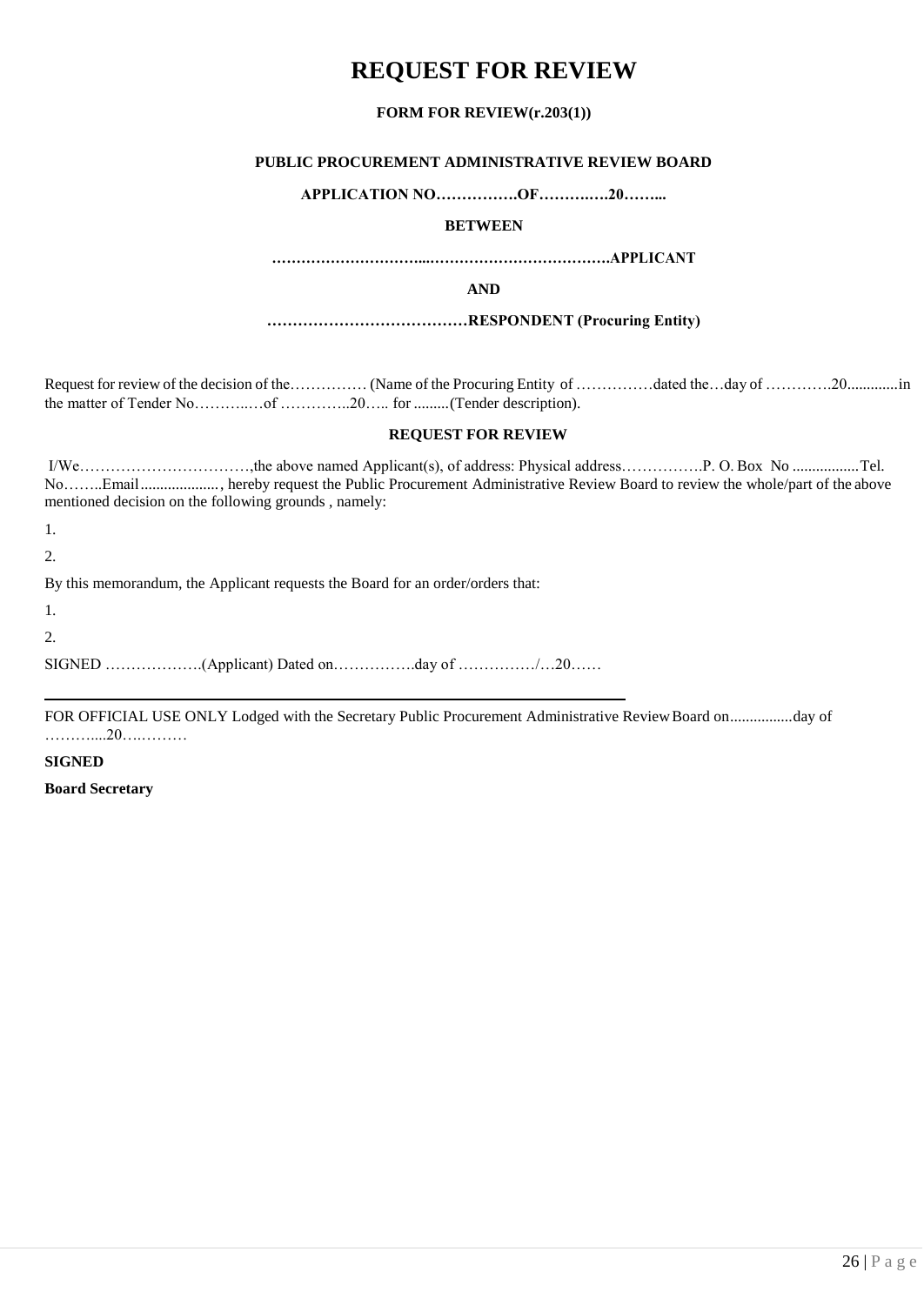# REQUEST FOR REVIEW

**FORM FOR REVIEW(r.203(1))**

**PUBLIC PROCUREMENT ADMINISTRATIVE REVIEW BOARD**

**APPLICATION NO…………….OF……….….20……...**

**BETWEEN**

**…………………………...……………………………….APPLICANT**

**AND**

**…………………………………RESPONDENT (Procuring Entity)**

Request for review of the decision of the…………… (Name of the Procuring Entity of ……………dated the…day of ………….20.............in the matter of Tender No………..…of …………..20….. for .........(Tender description).

**REQUEST FOR REVIEW**

I/We……………………………,the above named Applicant(s), of address: Physical address…………….P. O. Box No .................Tel. No……..Email...................., hereby request the Public Procurement Administrative Review Board to review the whole/part of the above mentioned decision on the following grounds , namely:

1.

2.

By this memorandum, the Applicant requests the Board for an order/orders that:

1.

2.

SIGNED ……………….(Applicant) Dated on…………….day of ……………/…20……

---

FOR OFFICIAL USE ONLY Lodged with the Secretary Public Procurement Administrative Review Board on................day of ………....20….………

**SIGNED**

**Board Secretary**